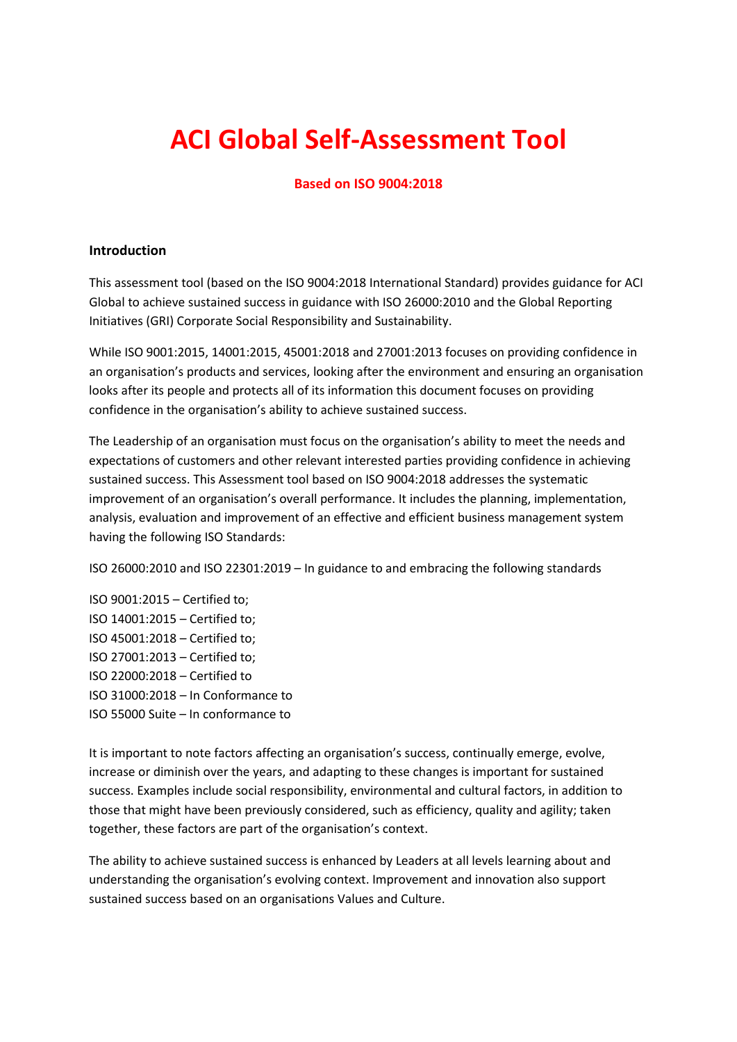# ACI Global Self-Assessment Tool

**Based on ISO 9004:2018**

## Introduction

This assessment tool (based on the ISO 9004:2018 International Standard) provides guidance for ACI Global to achieve sustained success in guidance with ISO 26000:2010 and the Global Reporting Initiatives (GRI) Corporate Social Responsibility and Sustainability.

While ISO 9001:2015, 14001:2015, 45001:2018 and 27001:2013 focuses on providing confidence in an organisation's products and services, looking after the environment and ensuring an organisation looks after its people and protects all of its information this document focuses on providing confidence in the organisation's ability to achieve sustained success.

The Leadership of an organisation must focus on the organisation's ability to meet the needs and expectations of customers and other relevant interested parties providing confidence in achieving sustained success. This Assessment tool based on ISO 9004:2018 addresses the systematic improvement of an organisation's overall performance. It includes the planning, implementation, analysis, evaluation and improvement of an effective and efficient business management system having the following ISO Standards:

ISO 26000:2010 and ISO 22301:2019 – In guidance to and embracing the following standards

ISO 9001:2015 – Certified to;
ISO 14001:2015 – Certified to;
ISO 45001:2018 – Certified to;
ISO 27001:2013 – Certified to;
ISO 22000:2018 – Certified to
ISO 31000:2018 – In Conformance to
ISO 55000 Suite – In conformance to

It is important to note factors affecting an organisation's success, continually emerge, evolve, increase or diminish over the years, and adapting to these changes is important for sustained success. Examples include social responsibility, environmental and cultural factors, in addition to those that might have been previously considered, such as efficiency, quality and agility; taken together, these factors are part of the organisation's context.

The ability to achieve sustained success is enhanced by Leaders at all levels learning about and understanding the organisation's evolving context. Improvement and innovation also support sustained success based on an organisations Values and Culture.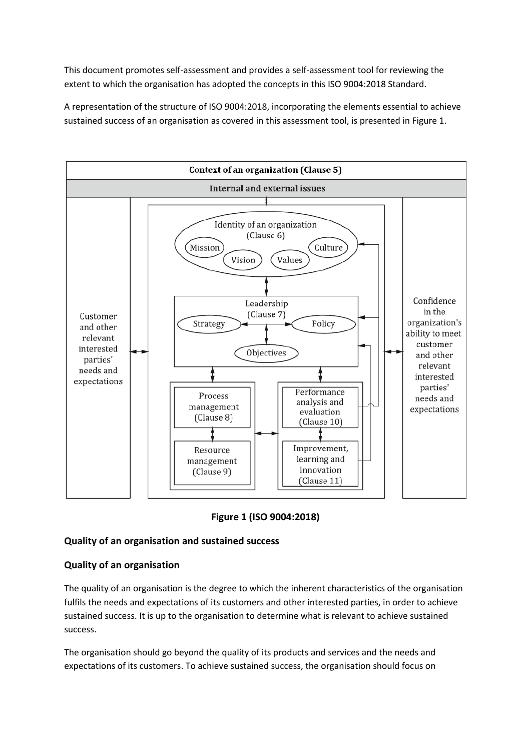This document promotes self-assessment and provides a self-assessment tool for reviewing the extent to which the organisation has adopted the concepts in this ISO 9004:2018 Standard.

A representation of the structure of ISO 9004:2018, incorporating the elements essential to achieve sustained success of an organisation as covered in this assessment tool, is presented in Figure 1.

**Figure 1 (ISO 9004:2018)**

## Quality of an organisation and sustained success

### Quality of an organisation

The quality of an organisation is the degree to which the inherent characteristics of the organisation fulfils the needs and expectations of its customers and other interested parties, in order to achieve sustained success. It is up to the organisation to determine what is relevant to achieve sustained success.

The organisation should go beyond the quality of its products and services and the needs and expectations of its customers. To achieve sustained success, the organisation should focus on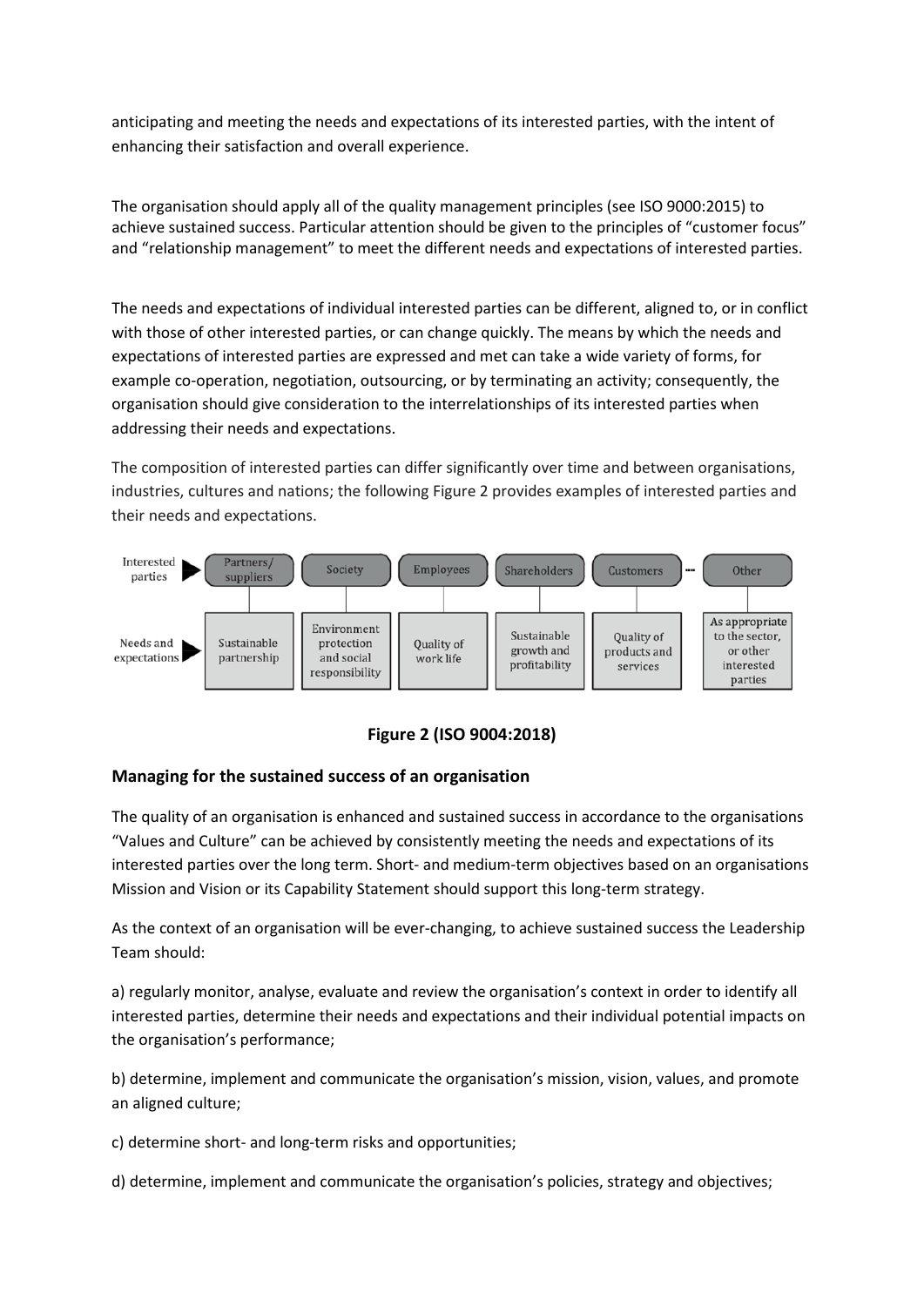anticipating and meeting the needs and expectations of its interested parties, with the intent of enhancing their satisfaction and overall experience.

The organisation should apply all of the quality management principles (see ISO 9000:2015) to achieve sustained success. Particular attention should be given to the principles of "customer focus" and "relationship management" to meet the different needs and expectations of interested parties.

The needs and expectations of individual interested parties can be different, aligned to, or in conflict with those of other interested parties, or can change quickly. The means by which the needs and expectations of interested parties are expressed and met can take a wide variety of forms, for example co-operation, negotiation, outsourcing, or by terminating an activity; consequently, the organisation should give consideration to the interrelationships of its interested parties when addressing their needs and expectations.

The composition of interested parties can differ significantly over time and between organisations, industries, cultures and nations; the following Figure 2 provides examples of interested parties and their needs and expectations.

| Interested parties | Partners/ suppliers | Society | Employees | Shareholders | Customers | Other |
|---|---|---|---|---|---|---|
| Needs and expectations | Sustainable partnership | Environment protection and social responsibility | Quality of work life | Sustainable growth and profitability | Quality of products and services | As appropriate to the sector, or other interested parties |

**Figure 2 (ISO 9004:2018)**

### Managing for the sustained success of an organisation

The quality of an organisation is enhanced and sustained success in accordance to the organisations "Values and Culture" can be achieved by consistently meeting the needs and expectations of its interested parties over the long term. Short- and medium-term objectives based on an organisations Mission and Vision or its Capability Statement should support this long-term strategy.

As the context of an organisation will be ever-changing, to achieve sustained success the Leadership Team should:

a) regularly monitor, analyse, evaluate and review the organisation's context in order to identify all interested parties, determine their needs and expectations and their individual potential impacts on the organisation's performance;

b) determine, implement and communicate the organisation's mission, vision, values, and promote an aligned culture;

c) determine short- and long-term risks and opportunities;

d) determine, implement and communicate the organisation's policies, strategy and objectives;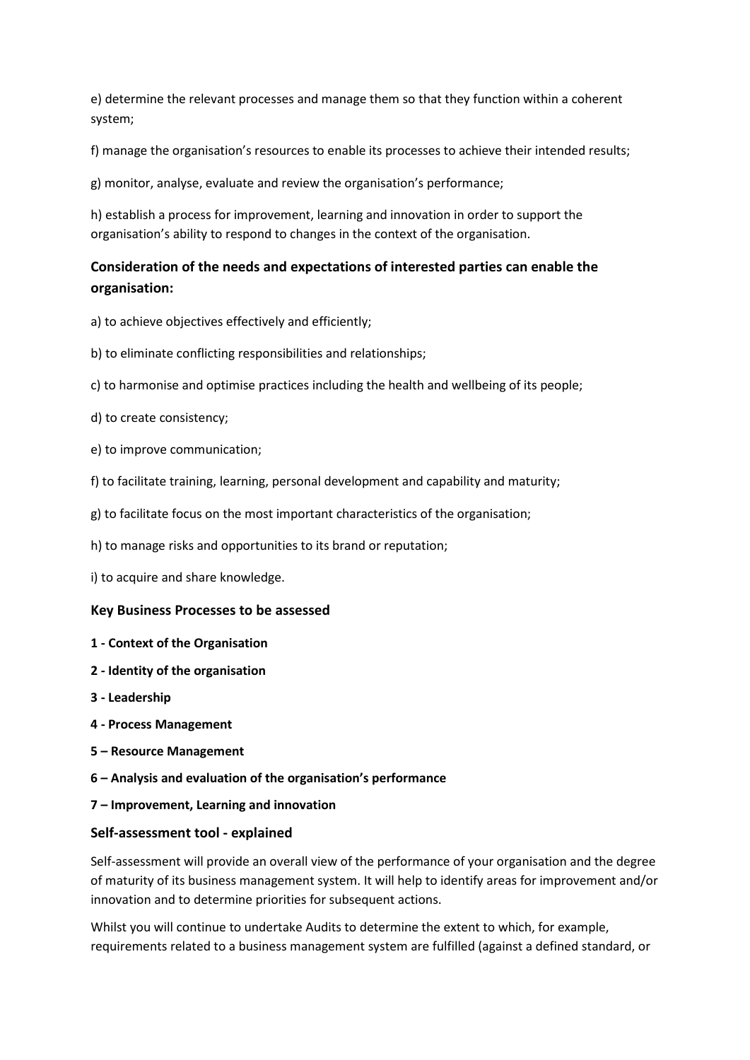e) determine the relevant processes and manage them so that they function within a coherent system;

f) manage the organisation's resources to enable its processes to achieve their intended results;

g) monitor, analyse, evaluate and review the organisation's performance;

h) establish a process for improvement, learning and innovation in order to support the organisation's ability to respond to changes in the context of the organisation.

### Consideration of the needs and expectations of interested parties can enable the organisation:

a) to achieve objectives effectively and efficiently;

b) to eliminate conflicting responsibilities and relationships;

c) to harmonise and optimise practices including the health and wellbeing of its people;

d) to create consistency;

e) to improve communication;

f) to facilitate training, learning, personal development and capability and maturity;

g) to facilitate focus on the most important characteristics of the organisation;

h) to manage risks and opportunities to its brand or reputation;

i) to acquire and share knowledge.

### Key Business Processes to be assessed

**1 - Context of the Organisation**

**2 - Identity of the organisation**

**3 - Leadership**

**4 - Process Management**

**5 – Resource Management**

**6 – Analysis and evaluation of the organisation's performance**

**7 – Improvement, Learning and innovation**

### Self-assessment tool - explained

Self-assessment will provide an overall view of the performance of your organisation and the degree of maturity of its business management system. It will help to identify areas for improvement and/or innovation and to determine priorities for subsequent actions.

Whilst you will continue to undertake Audits to determine the extent to which, for example, requirements related to a business management system are fulfilled (against a defined standard, or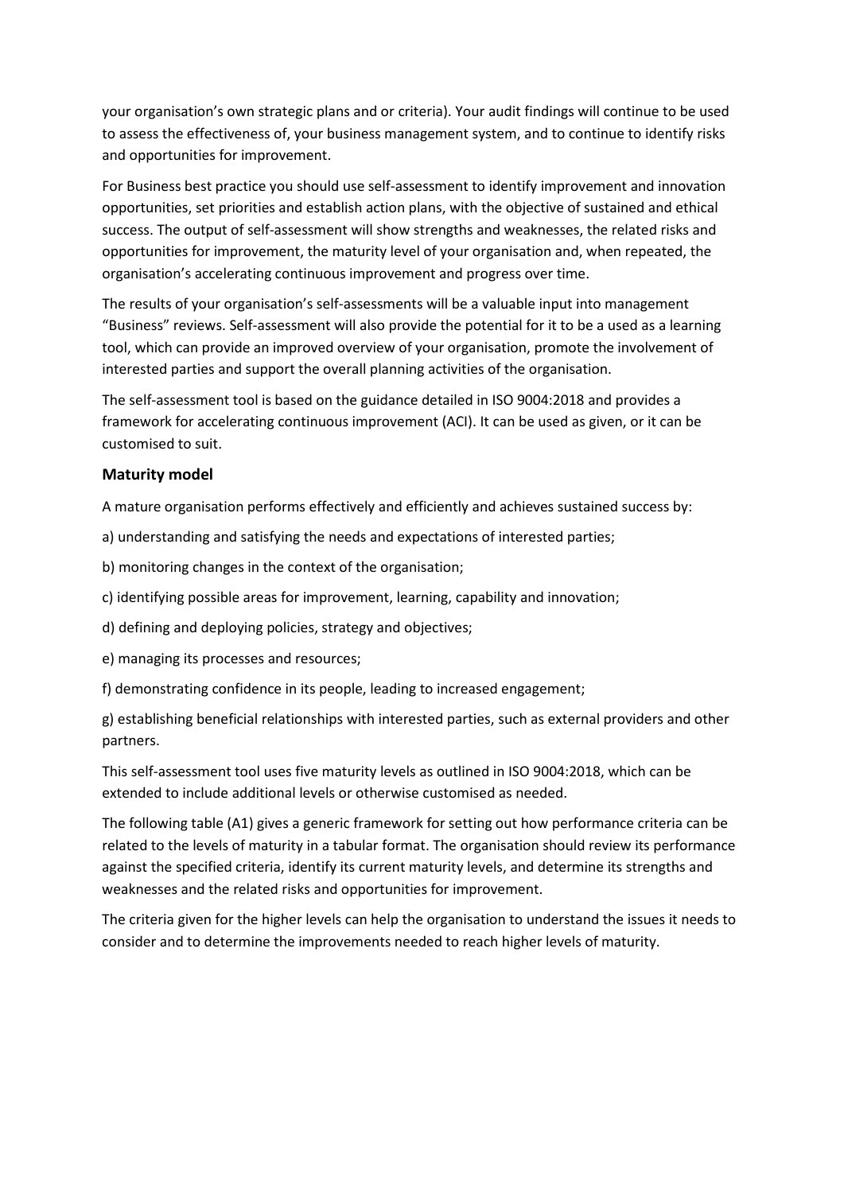your organisation's own strategic plans and or criteria). Your audit findings will continue to be used to assess the effectiveness of, your business management system, and to continue to identify risks and opportunities for improvement.

For Business best practice you should use self-assessment to identify improvement and innovation opportunities, set priorities and establish action plans, with the objective of sustained and ethical success. The output of self-assessment will show strengths and weaknesses, the related risks and opportunities for improvement, the maturity level of your organisation and, when repeated, the organisation's accelerating continuous improvement and progress over time.

The results of your organisation's self-assessments will be a valuable input into management "Business" reviews. Self-assessment will also provide the potential for it to be a used as a learning tool, which can provide an improved overview of your organisation, promote the involvement of interested parties and support the overall planning activities of the organisation.

The self-assessment tool is based on the guidance detailed in ISO 9004:2018 and provides a framework for accelerating continuous improvement (ACI). It can be used as given, or it can be customised to suit.

### Maturity model

A mature organisation performs effectively and efficiently and achieves sustained success by:

a) understanding and satisfying the needs and expectations of interested parties;

b) monitoring changes in the context of the organisation;

c) identifying possible areas for improvement, learning, capability and innovation;

d) defining and deploying policies, strategy and objectives;

e) managing its processes and resources;

f) demonstrating confidence in its people, leading to increased engagement;

g) establishing beneficial relationships with interested parties, such as external providers and other partners.

This self-assessment tool uses five maturity levels as outlined in ISO 9004:2018, which can be extended to include additional levels or otherwise customised as needed.

The following table (A1) gives a generic framework for setting out how performance criteria can be related to the levels of maturity in a tabular format. The organisation should review its performance against the specified criteria, identify its current maturity levels, and determine its strengths and weaknesses and the related risks and opportunities for improvement.

The criteria given for the higher levels can help the organisation to understand the issues it needs to consider and to determine the improvements needed to reach higher levels of maturity.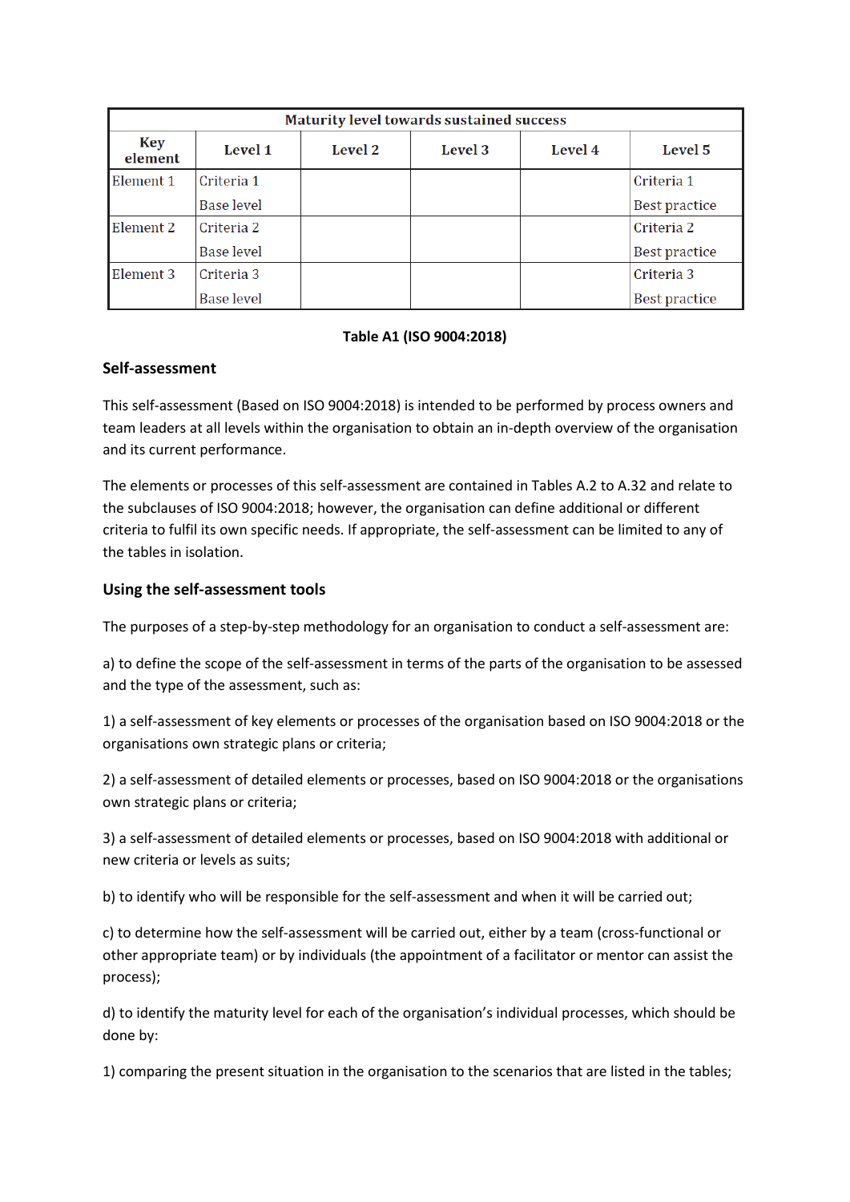| Maturity level towards sustained success | | | | | |
|---|---|---|---|---|---|
| Key element | Level 1 | Level 2 | Level 3 | Level 4 | Level 5 |
| Element 1 | Criteria 1<br>Base level | | | | Criteria 1<br>Best practice |
| Element 2 | Criteria 2<br>Base level | | | | Criteria 2<br>Best practice |
| Element 3 | Criteria 3<br>Base level | | | | Criteria 3<br>Best practice |

**Table A1 (ISO 9004:2018)**

## Self-assessment

This self-assessment (Based on ISO 9004:2018) is intended to be performed by process owners and team leaders at all levels within the organisation to obtain an in-depth overview of the organisation and its current performance.

The elements or processes of this self-assessment are contained in Tables A.2 to A.32 and relate to the subclauses of ISO 9004:2018; however, the organisation can define additional or different criteria to fulfil its own specific needs. If appropriate, the self-assessment can be limited to any of the tables in isolation.

## Using the self-assessment tools

The purposes of a step-by-step methodology for an organisation to conduct a self-assessment are:

a) to define the scope of the self-assessment in terms of the parts of the organisation to be assessed and the type of the assessment, such as:

1) a self-assessment of key elements or processes of the organisation based on ISO 9004:2018 or the organisations own strategic plans or criteria;

2) a self-assessment of detailed elements or processes, based on ISO 9004:2018 or the organisations own strategic plans or criteria;

3) a self-assessment of detailed elements or processes, based on ISO 9004:2018 with additional or new criteria or levels as suits;

b) to identify who will be responsible for the self-assessment and when it will be carried out;

c) to determine how the self-assessment will be carried out, either by a team (cross-functional or other appropriate team) or by individuals (the appointment of a facilitator or mentor can assist the process);

d) to identify the maturity level for each of the organisation's individual processes, which should be done by:

1) comparing the present situation in the organisation to the scenarios that are listed in the tables;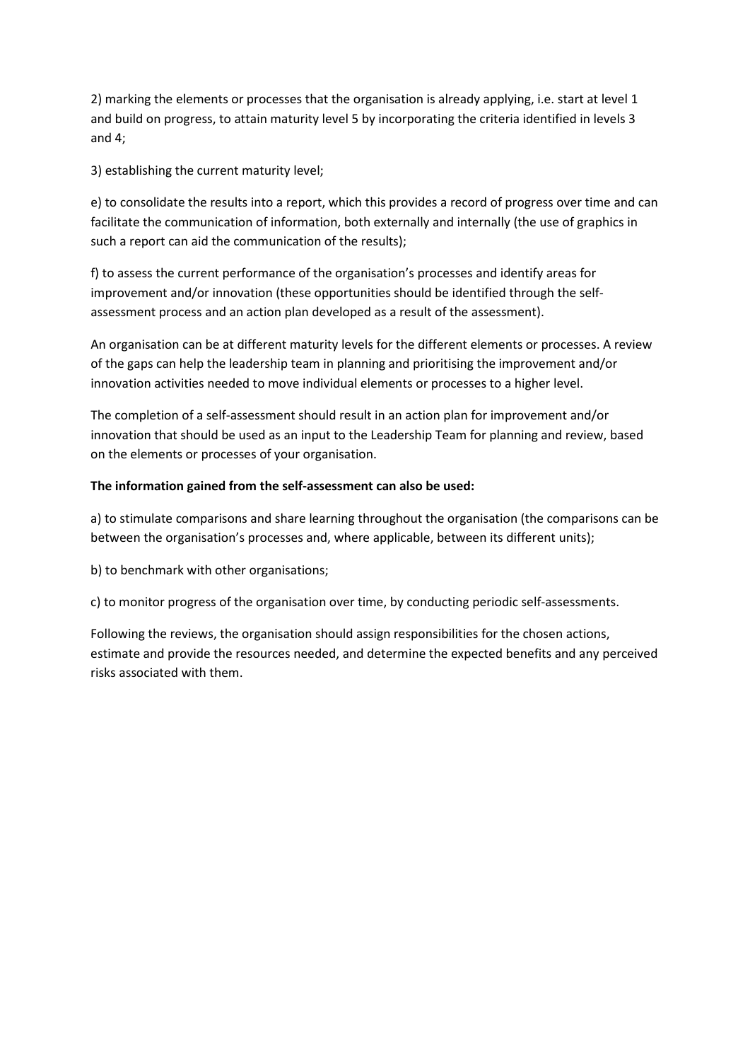2) marking the elements or processes that the organisation is already applying, i.e. start at level 1 and build on progress, to attain maturity level 5 by incorporating the criteria identified in levels 3 and 4;

3) establishing the current maturity level;

e) to consolidate the results into a report, which this provides a record of progress over time and can facilitate the communication of information, both externally and internally (the use of graphics in such a report can aid the communication of the results);

f) to assess the current performance of the organisation's processes and identify areas for improvement and/or innovation (these opportunities should be identified through the self-assessment process and an action plan developed as a result of the assessment).

An organisation can be at different maturity levels for the different elements or processes. A review of the gaps can help the leadership team in planning and prioritising the improvement and/or innovation activities needed to move individual elements or processes to a higher level.

The completion of a self-assessment should result in an action plan for improvement and/or innovation that should be used as an input to the Leadership Team for planning and review, based on the elements or processes of your organisation.

**The information gained from the self-assessment can also be used:**

a) to stimulate comparisons and share learning throughout the organisation (the comparisons can be between the organisation's processes and, where applicable, between its different units);

b) to benchmark with other organisations;

c) to monitor progress of the organisation over time, by conducting periodic self-assessments.

Following the reviews, the organisation should assign responsibilities for the chosen actions, estimate and provide the resources needed, and determine the expected benefits and any perceived risks associated with them.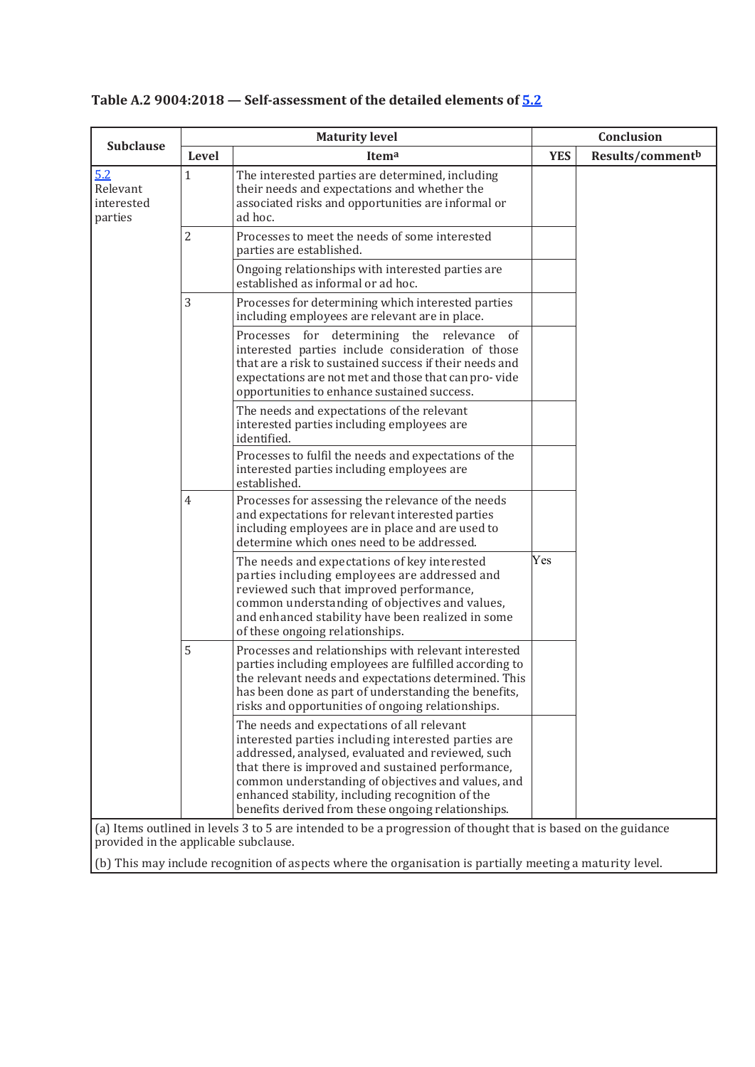**Table A.2 9004:2018 — Self-assessment of the detailed elements of 5.2**

| Subclause | Maturity level | | Conclusion | |
|---|---|---|---|---|
| | Level | Item[a] | YES | Results/comment[b] |
| 5.2 Relevant interested parties | 1 | The interested parties are determined, including their needs and expectations and whether the associated risks and opportunities are informal or ad hoc. | | |
| | 2 | Processes to meet the needs of some interested parties are established. | | |
| | | Ongoing relationships with interested parties are established as informal or ad hoc. | | |
| | 3 | Processes for determining which interested parties including employees are relevant are in place. | | |
| | | Processes for determining the relevance of interested parties include consideration of those that are a risk to sustained success if their needs and expectations are not met and those that can pro- vide opportunities to enhance sustained success. | | |
| | | The needs and expectations of the relevant interested parties including employees are identified. | | |
| | | Processes to fulfil the needs and expectations of the interested parties including employees are established. | | |
| | 4 | Processes for assessing the relevance of the needs and expectations for relevant interested parties including employees are in place and are used to determine which ones need to be addressed. | | |
| | | The needs and expectations of key interested parties including employees are addressed and reviewed such that improved performance, common understanding of objectives and values, and enhanced stability have been realized in some of these ongoing relationships. | Yes | |
| | 5 | Processes and relationships with relevant interested parties including employees are fulfilled according to the relevant needs and expectations determined. This has been done as part of understanding the benefits, risks and opportunities of ongoing relationships. | | |
| | | The needs and expectations of all relevant interested parties including interested parties are addressed, analysed, evaluated and reviewed, such that there is improved and sustained performance, common understanding of objectives and values, and enhanced stability, including recognition of the benefits derived from these ongoing relationships. | | |

(a) Items outlined in levels 3 to 5 are intended to be a progression of thought that is based on the guidance provided in the applicable subclause.

(b) This may include recognition of aspects where the organisation is partially meeting a maturity level.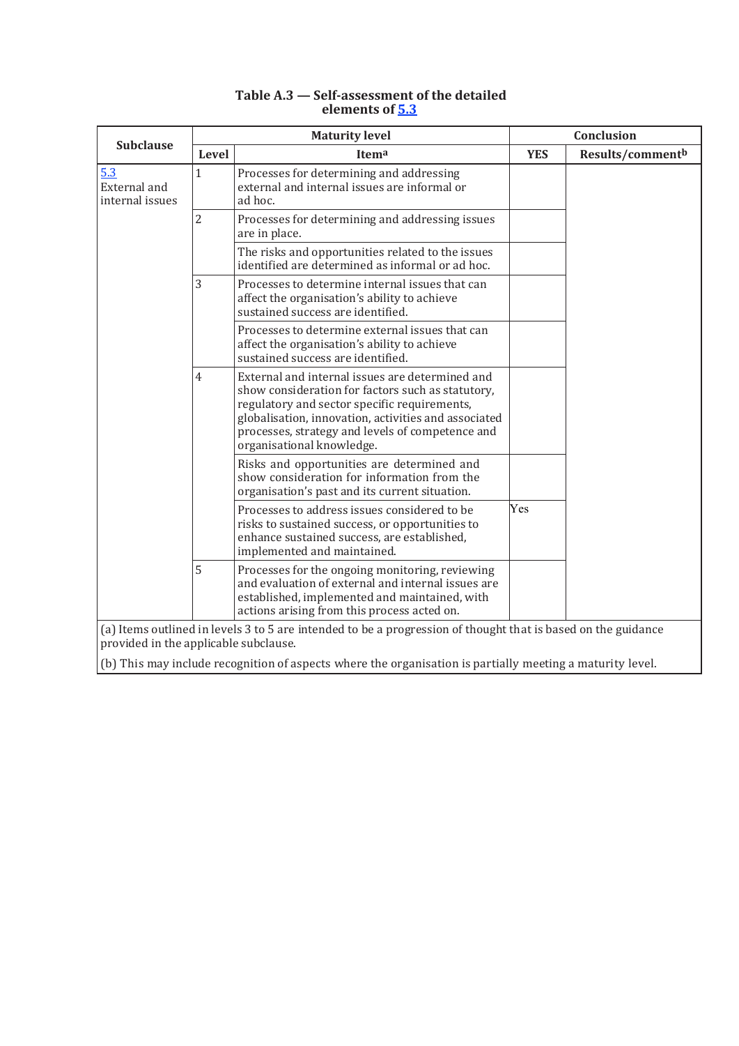**Table A.3 — Self-assessment of the detailed elements of 5.3**

| Subclause | Maturity level | | Conclusion | |
|---|---|---|---|---|
| | Level | Item[a] | YES | Results/comment[b] |
| 5.3 External and internal issues | 1 | Processes for determining and addressing external and internal issues are informal or ad hoc. | | |
| | 2 | Processes for determining and addressing issues are in place. | | |
| | | The risks and opportunities related to the issues identified are determined as informal or ad hoc. | | |
| | 3 | Processes to determine internal issues that can affect the organisation's ability to achieve sustained success are identified. | | |
| | | Processes to determine external issues that can affect the organisation's ability to achieve sustained success are identified. | | |
| | 4 | External and internal issues are determined and show consideration for factors such as statutory, regulatory and sector specific requirements, globalisation, innovation, activities and associated processes, strategy and levels of competence and organisational knowledge. | | |
| | | Risks and opportunities are determined and show consideration for information from the organisation's past and its current situation. | | |
| | | Processes to address issues considered to be risks to sustained success, or opportunities to enhance sustained success, are established, implemented and maintained. | Yes | |
| | 5 | Processes for the ongoing monitoring, reviewing and evaluation of external and internal issues are established, implemented and maintained, with actions arising from this process acted on. | | |

(a) Items outlined in levels 3 to 5 are intended to be a progression of thought that is based on the guidance provided in the applicable subclause.

(b) This may include recognition of aspects where the organisation is partially meeting a maturity level.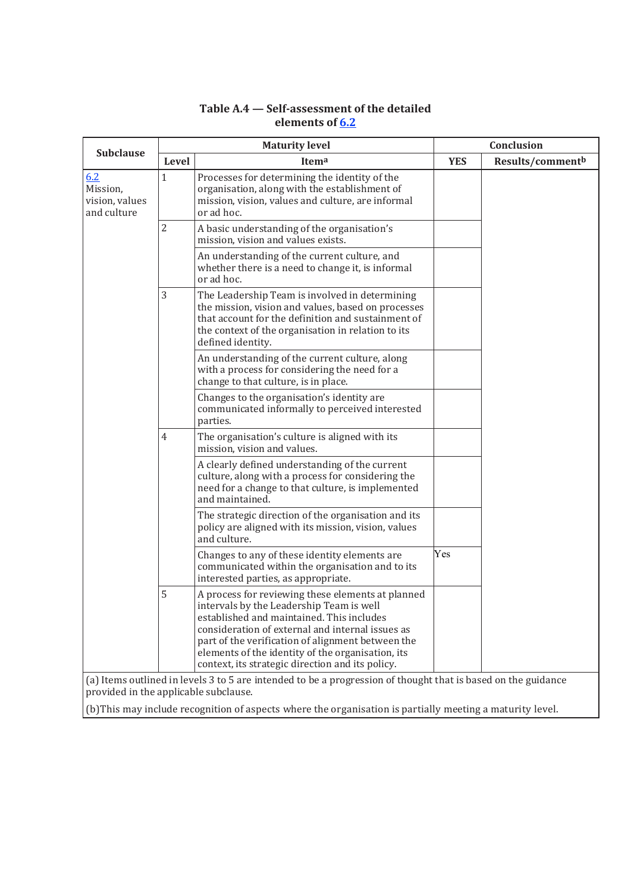**Table A.4 — Self-assessment of the detailed elements of 6.2**

| Subclause | Maturity level | | Conclusion | |
|---|---|---|---|---|
| | Level | Item[a] | YES | Results/comment[b] |
| 6.2 Mission, vision, values and culture | 1 | Processes for determining the identity of the organisation, along with the establishment of mission, vision, values and culture, are informal or ad hoc. | | |
| | 2 | A basic understanding of the organisation's mission, vision and values exists. | | |
| | | An understanding of the current culture, and whether there is a need to change it, is informal or ad hoc. | | |
| | 3 | The Leadership Team is involved in determining the mission, vision and values, based on processes that account for the definition and sustainment of the context of the organisation in relation to its defined identity. | | |
| | | An understanding of the current culture, along with a process for considering the need for a change to that culture, is in place. | | |
| | | Changes to the organisation's identity are communicated informally to perceived interested parties. | | |
| | 4 | The organisation's culture is aligned with its mission, vision and values. | | |
| | | A clearly defined understanding of the current culture, along with a process for considering the need for a change to that culture, is implemented and maintained. | | |
| | | The strategic direction of the organisation and its policy are aligned with its mission, vision, values and culture. | | |
| | | Changes to any of these identity elements are communicated within the organisation and to its interested parties, as appropriate. | Yes | |
| | 5 | A process for reviewing these elements at planned intervals by the Leadership Team is well established and maintained. This includes consideration of external and internal issues as part of the verification of alignment between the elements of the identity of the organisation, its context, its strategic direction and its policy. | | |

(a) Items outlined in levels 3 to 5 are intended to be a progression of thought that is based on the guidance provided in the applicable subclause.

(b)This may include recognition of aspects where the organisation is partially meeting a maturity level.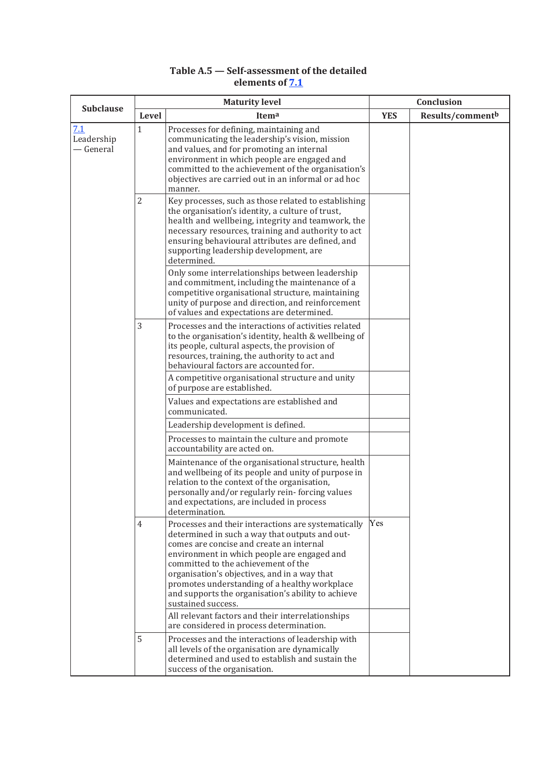**Table A.5 — Self-assessment of the detailed elements of 7.1**

| Subclause | Maturity level | | Conclusion | |
|---|---|---|---|---|
| | Level | Item[a] | YES | Results/comment[b] |
| 7.1 Leadership — General | 1 | Processes for defining, maintaining and communicating the leadership's vision, mission and values, and for promoting an internal environment in which people are engaged and committed to the achievement of the organisation's objectives are carried out in an informal or ad hoc manner. | | |
| | 2 | Key processes, such as those related to establishing the organisation's identity, a culture of trust, health and wellbeing, integrity and teamwork, the necessary resources, training and authority to act ensuring behavioural attributes are defined, and supporting leadership development, are determined. | | |
| | | Only some interrelationships between leadership and commitment, including the maintenance of a competitive organisational structure, maintaining unity of purpose and direction, and reinforcement of values and expectations are determined. | | |
| | 3 | Processes and the interactions of activities related to the organisation's identity, health & wellbeing of its people, cultural aspects, the provision of resources, training, the authority to act and behavioural factors are accounted for. | | |
| | | A competitive organisational structure and unity of purpose are established. | | |
| | | Values and expectations are established and communicated. | | |
| | | Leadership development is defined. | | |
| | | Processes to maintain the culture and promote accountability are acted on. | | |
| | | Maintenance of the organisational structure, health and wellbeing of its people and unity of purpose in relation to the context of the organisation, personally and/or regularly rein- forcing values and expectations, are included in process determination. | | |
| | 4 | Processes and their interactions are systematically determined in such a way that outputs and out-comes are concise and create an internal environment in which people are engaged and committed to the achievement of the organisation's objectives, and in a way that promotes understanding of a healthy workplace and supports the organisation's ability to achieve sustained success. | Yes | |
| | | All relevant factors and their interrelationships are considered in process determination. | | |
| | 5 | Processes and the interactions of leadership with all levels of the organisation are dynamically determined and used to establish and sustain the success of the organisation. | | |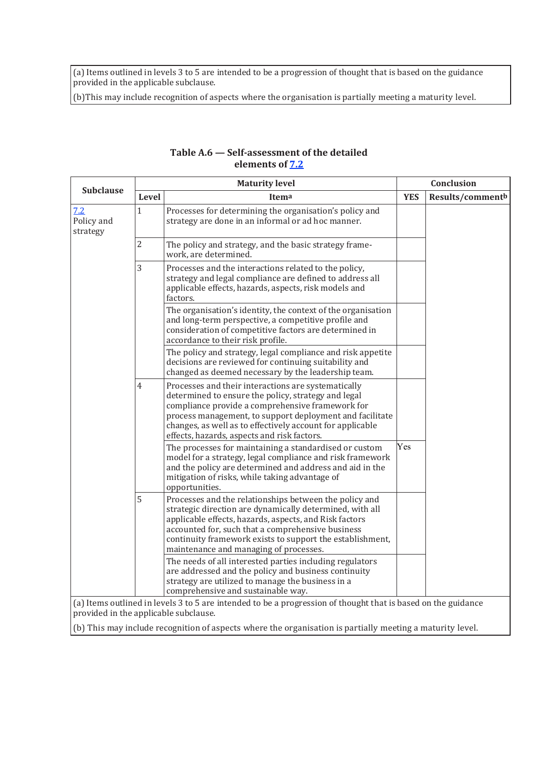| (a) Items outlined in levels 3 to 5 are intended to be a progression of thought that is based on the guidance provided in the applicable subclause.<br>(b)This may include recognition of aspects where the organisation is partially meeting a maturity level. |
|---|

**Table A.6 — Self-assessment of the detailed elements of 7.2**

| Subclause | Maturity level | | Conclusion | |
|---|---|---|---|---|
| | Level | Item[a] | YES | Results/comment[b] |
| 7.2 Policy and strategy | 1 | Processes for determining the organisation's policy and strategy are done in an informal or ad hoc manner. | | |
| | 2 | The policy and strategy, and the basic strategy framework, are determined. | | |
| | 3 | Processes and the interactions related to the policy, strategy and legal compliance are defined to address all applicable effects, hazards, aspects, risk models and factors. | | |
| | | The organisation's identity, the context of the organisation and long-term perspective, a competitive profile and consideration of competitive factors are determined in accordance to their risk profile. | | |
| | | The policy and strategy, legal compliance and risk appetite decisions are reviewed for continuing suitability and changed as deemed necessary by the leadership team. | | |
| | 4 | Processes and their interactions are systematically determined to ensure the policy, strategy and legal compliance provide a comprehensive framework for process management, to support deployment and facilitate changes, as well as to effectively account for applicable effects, hazards, aspects and risk factors. | | |
| | | The processes for maintaining a standardised or custom model for a strategy, legal compliance and risk framework and the policy are determined and address and aid in the mitigation of risks, while taking advantage of opportunities. | Yes | |
| | 5 | Processes and the relationships between the policy and strategic direction are dynamically determined, with all applicable effects, hazards, aspects, and Risk factors accounted for, such that a comprehensive business continuity framework exists to support the establishment, maintenance and managing of processes. | | |
| | | The needs of all interested parties including regulators are addressed and the policy and business continuity strategy are utilized to manage the business in a comprehensive and sustainable way. | | |
| (a) Items outlined in levels 3 to 5 are intended to be a progression of thought that is based on the guidance provided in the applicable subclause.<br>(b) This may include recognition of aspects where the organisation is partially meeting a maturity level. | | | | |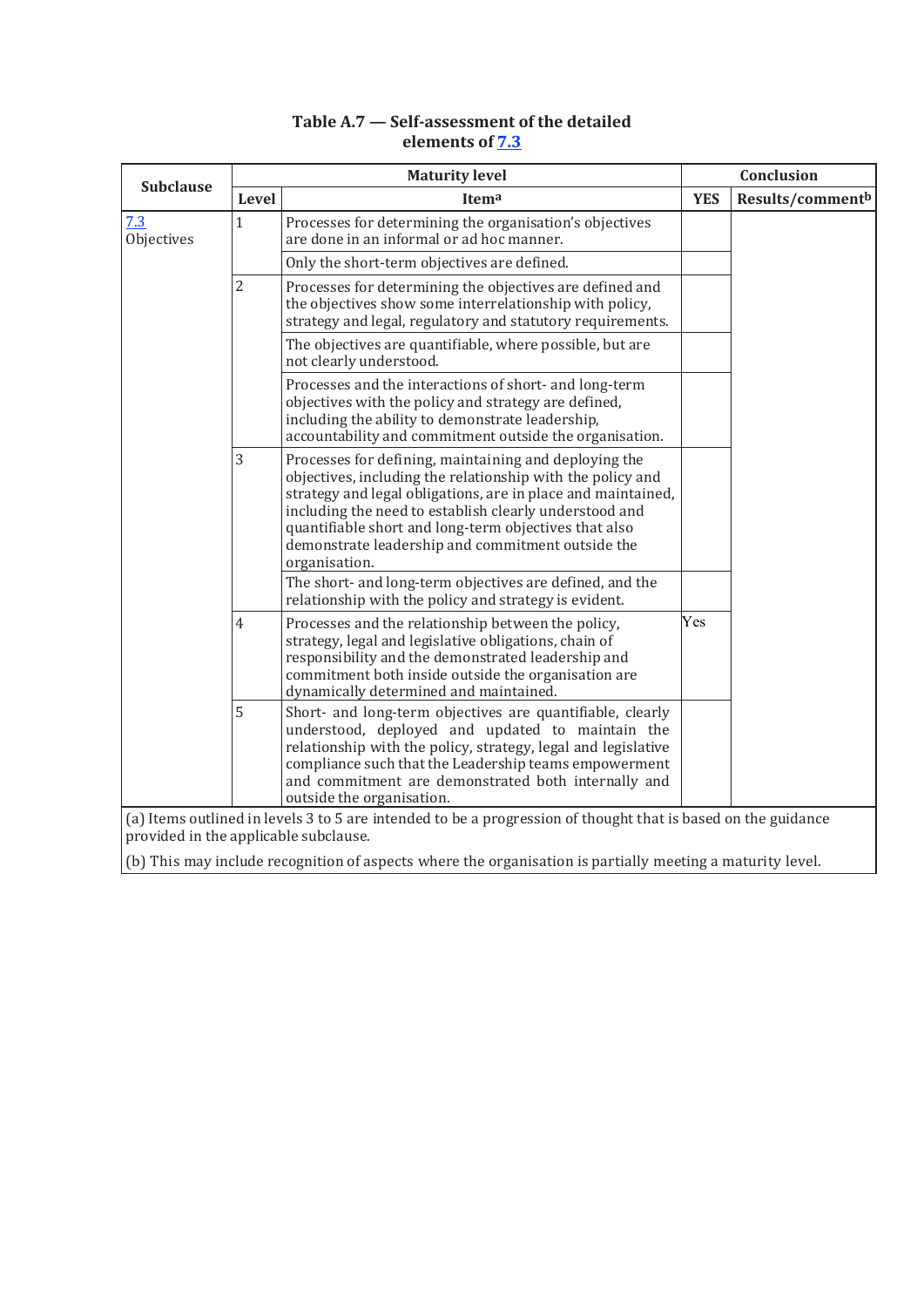**Table A.7 — Self-assessment of the detailed elements of 7.3**

| Subclause | Maturity level | | Conclusion | |
|---|---|---|---|---|
| | Level | Item[a] | YES | Results/comment[b] |
| 7.3 Objectives | 1 | Processes for determining the organisation's objectives are done in an informal or ad hoc manner. | | |
| | | Only the short-term objectives are defined. | | |
| | 2 | Processes for determining the objectives are defined and the objectives show some interrelationship with policy, strategy and legal, regulatory and statutory requirements. | | |
| | | The objectives are quantifiable, where possible, but are not clearly understood. | | |
| | | Processes and the interactions of short- and long-term objectives with the policy and strategy are defined, including the ability to demonstrate leadership, accountability and commitment outside the organisation. | | |
| | 3 | Processes for defining, maintaining and deploying the objectives, including the relationship with the policy and strategy and legal obligations, are in place and maintained, including the need to establish clearly understood and quantifiable short and long-term objectives that also demonstrate leadership and commitment outside the organisation. | | |
| | | The short- and long-term objectives are defined, and the relationship with the policy and strategy is evident. | | |
| | 4 | Processes and the relationship between the policy, strategy, legal and legislative obligations, chain of responsibility and the demonstrated leadership and commitment both inside outside the organisation are dynamically determined and maintained. | Yes | |
| | 5 | Short- and long-term objectives are quantifiable, clearly understood, deployed and updated to maintain the relationship with the policy, strategy, legal and legislative compliance such that the Leadership teams empowerment and commitment are demonstrated both internally and outside the organisation. | | |

(a) Items outlined in levels 3 to 5 are intended to be a progression of thought that is based on the guidance provided in the applicable subclause.

(b) This may include recognition of aspects where the organisation is partially meeting a maturity level.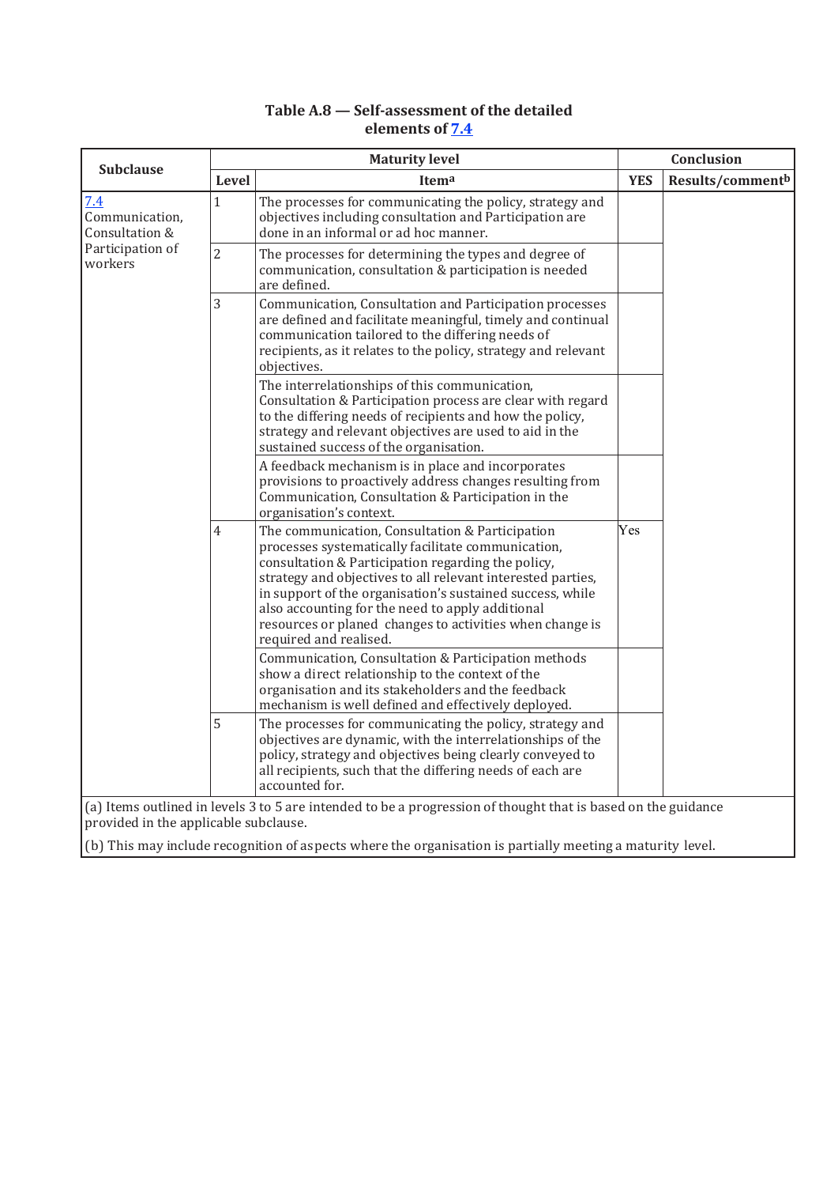**Table A.8 — Self-assessment of the detailed elements of 7.4**

| Subclause | Maturity level | | Conclusion | |
|---|---|---|---|---|
| | Level | Item[a] | YES | Results/comment[b] |
| 7.4 Communication, Consultation & Participation of workers | 1 | The processes for communicating the policy, strategy and objectives including consultation and Participation are done in an informal or ad hoc manner. | | |
| | 2 | The processes for determining the types and degree of communication, consultation & participation is needed are defined. | | |
| | 3 | Communication, Consultation and Participation processes are defined and facilitate meaningful, timely and continual communication tailored to the differing needs of recipients, as it relates to the policy, strategy and relevant objectives. | | |
| | | The interrelationships of this communication, Consultation & Participation process are clear with regard to the differing needs of recipients and how the policy, strategy and relevant objectives are used to aid in the sustained success of the organisation. | | |
| | | A feedback mechanism is in place and incorporates provisions to proactively address changes resulting from Communication, Consultation & Participation in the organisation's context. | | |
| | 4 | The communication, Consultation & Participation processes systematically facilitate communication, consultation & Participation regarding the policy, strategy and objectives to all relevant interested parties, in support of the organisation's sustained success, while also accounting for the need to apply additional resources or planed changes to activities when change is required and realised. | Yes | |
| | | Communication, Consultation & Participation methods show a direct relationship to the context of the organisation and its stakeholders and the feedback mechanism is well defined and effectively deployed. | | |
| | 5 | The processes for communicating the policy, strategy and objectives are dynamic, with the interrelationships of the policy, strategy and objectives being clearly conveyed to all recipients, such that the differing needs of each are accounted for. | | |

(a) Items outlined in levels 3 to 5 are intended to be a progression of thought that is based on the guidance provided in the applicable subclause.

(b) This may include recognition of aspects where the organisation is partially meeting a maturity level.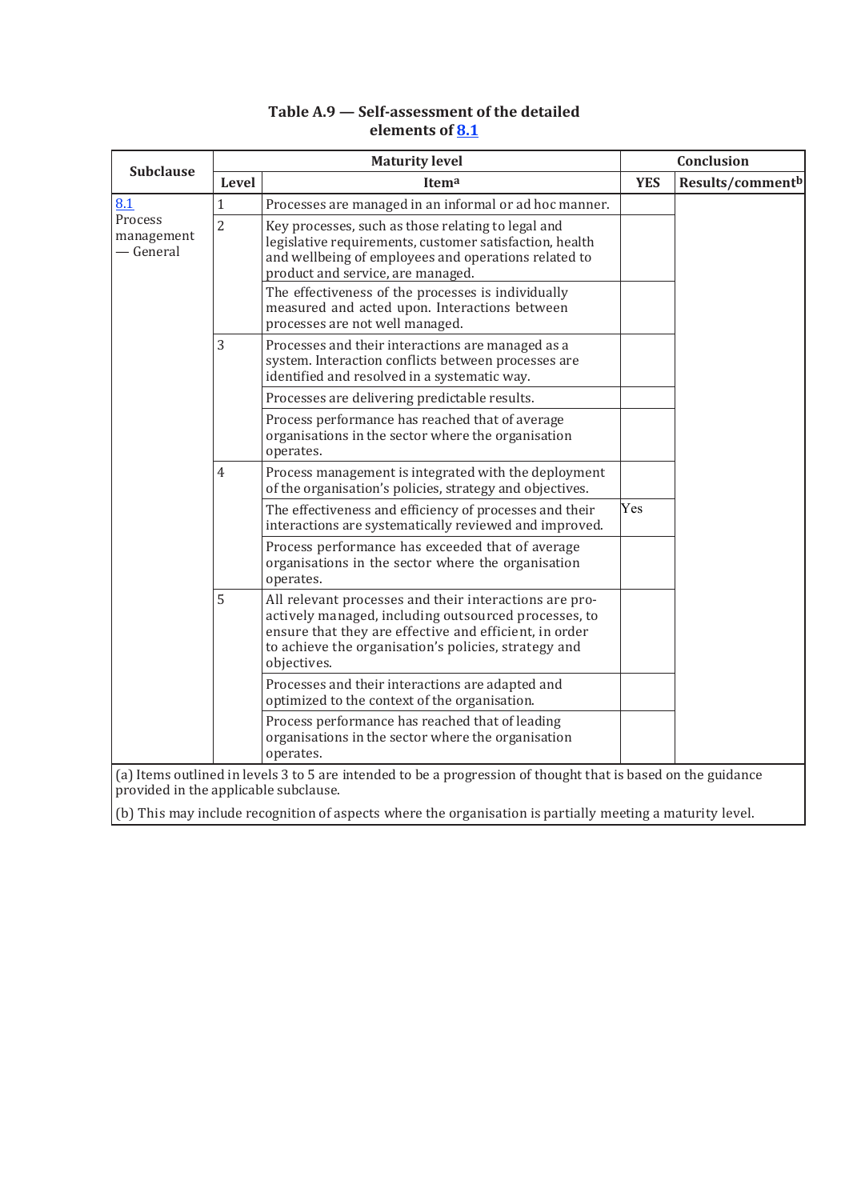**Table A.9 — Self-assessment of the detailed elements of 8.1**

| Subclause | Maturity level | | Conclusion | |
|---|---|---|---|---|
| | Level | Item[a] | YES | Results/comment[b] |
| 8.1 Process management — General | 1 | Processes are managed in an informal or ad hoc manner. | | |
| | 2 | Key processes, such as those relating to legal and legislative requirements, customer satisfaction, health and wellbeing of employees and operations related to product and service, are managed. | | |
| | | The effectiveness of the processes is individually measured and acted upon. Interactions between processes are not well managed. | | |
| | 3 | Processes and their interactions are managed as a system. Interaction conflicts between processes are identified and resolved in a systematic way. | | |
| | | Processes are delivering predictable results. | | |
| | | Process performance has reached that of average organisations in the sector where the organisation operates. | | |
| | 4 | Process management is integrated with the deployment of the organisation's policies, strategy and objectives. | | |
| | | The effectiveness and efficiency of processes and their interactions are systematically reviewed and improved. | Yes | |
| | | Process performance has exceeded that of average organisations in the sector where the organisation operates. | | |
| | 5 | All relevant processes and their interactions are pro-actively managed, including outsourced processes, to ensure that they are effective and efficient, in order to achieve the organisation's policies, strategy and objectives. | | |
| | | Processes and their interactions are adapted and optimized to the context of the organisation. | | |
| | | Process performance has reached that of leading organisations in the sector where the organisation operates. | | |

(a) Items outlined in levels 3 to 5 are intended to be a progression of thought that is based on the guidance provided in the applicable subclause.

(b) This may include recognition of aspects where the organisation is partially meeting a maturity level.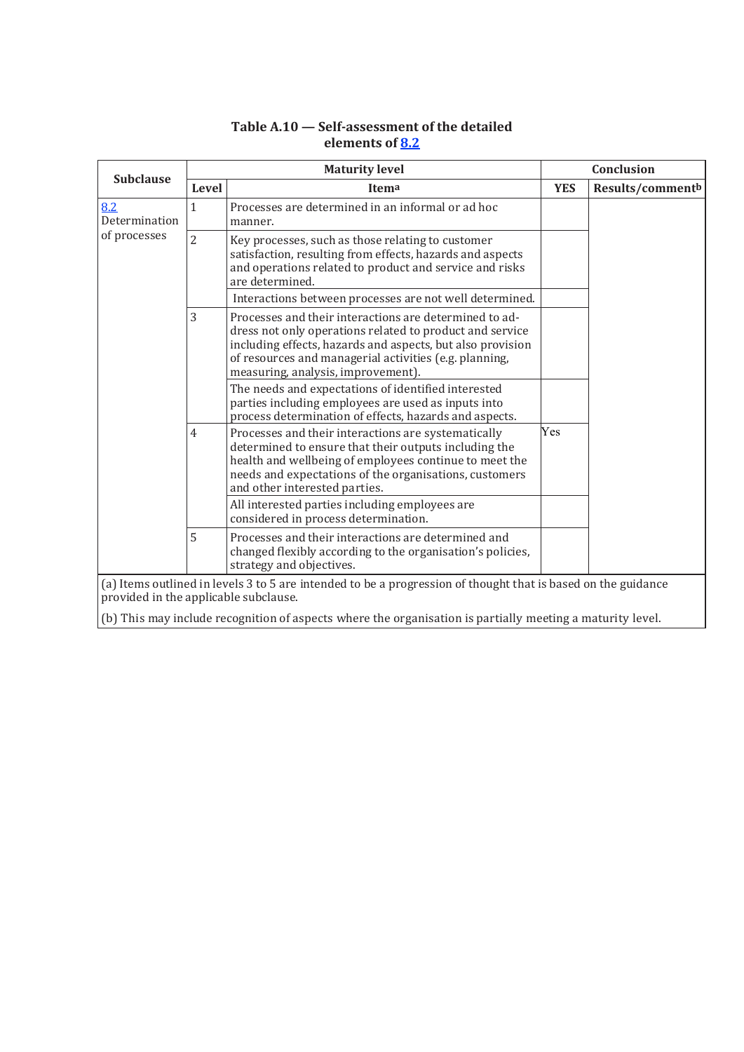**Table A.10 — Self-assessment of the detailed elements of 8.2**

| Subclause | Maturity level | | Conclusion | |
|---|---|---|---|---|
| | Level | Item[a] | YES | Results/comment[b] |
| 8.2 Determination of processes | 1 | Processes are determined in an informal or ad hoc manner. | | |
| | 2 | Key processes, such as those relating to customer satisfaction, resulting from effects, hazards and aspects and operations related to product and service and risks are determined. | | |
| | | Interactions between processes are not well determined. | | |
| | 3 | Processes and their interactions are determined to address not only operations related to product and service including effects, hazards and aspects, but also provision of resources and managerial activities (e.g. planning, measuring, analysis, improvement). | | |
| | | The needs and expectations of identified interested parties including employees are used as inputs into process determination of effects, hazards and aspects. | | |
| | 4 | Processes and their interactions are systematically determined to ensure that their outputs including the health and wellbeing of employees continue to meet the needs and expectations of the organisations, customers and other interested parties. | Yes | |
| | | All interested parties including employees are considered in process determination. | | |
| | 5 | Processes and their interactions are determined and changed flexibly according to the organisation's policies, strategy and objectives. | | |

(a) Items outlined in levels 3 to 5 are intended to be a progression of thought that is based on the guidance provided in the applicable subclause.

(b) This may include recognition of aspects where the organisation is partially meeting a maturity level.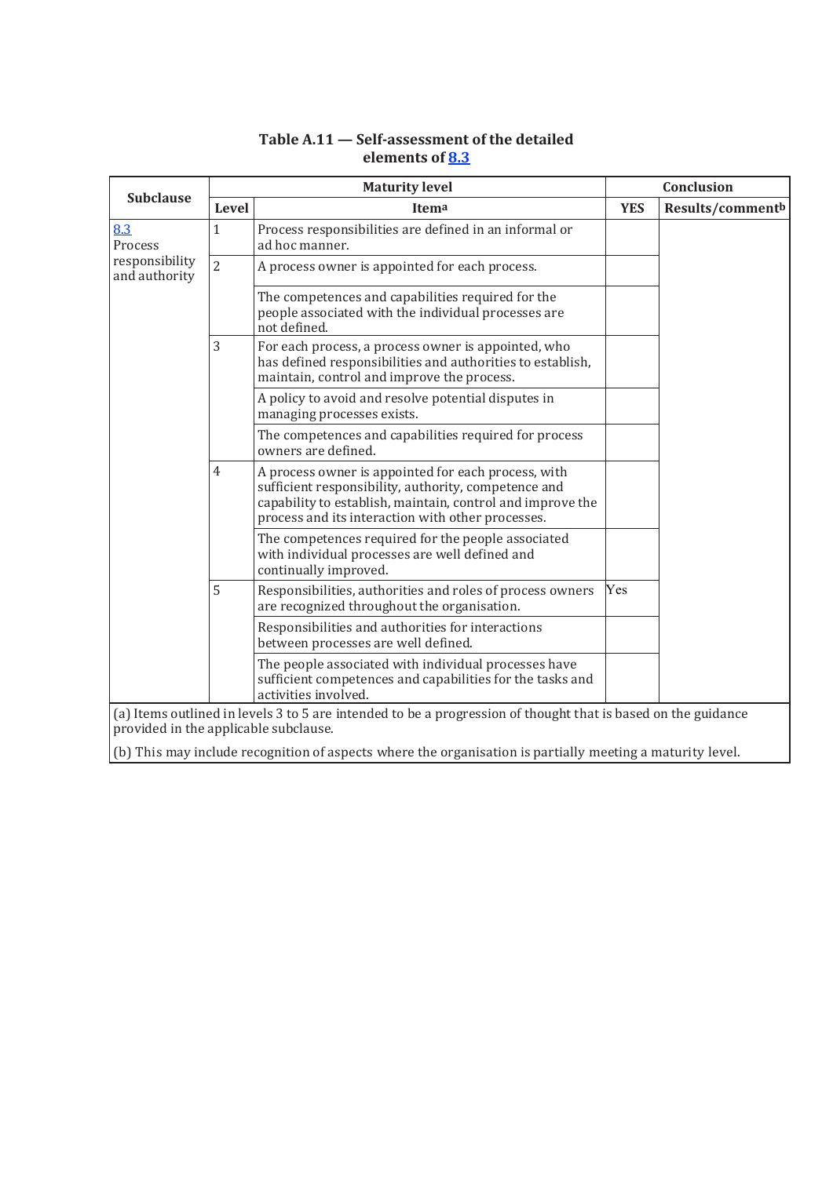**Table A.11 — Self-assessment of the detailed elements of 8.3**

| Subclause | Maturity level | | Conclusion | |
|---|---|---|---|---|
| | Level | Item[a] | YES | Results/comment[b] |
| 8.3 Process responsibility and authority | 1 | Process responsibilities are defined in an informal or ad hoc manner. | | |
| | 2 | A process owner is appointed for each process. | | |
| | | The competences and capabilities required for the people associated with the individual processes are not defined. | | |
| | 3 | For each process, a process owner is appointed, who has defined responsibilities and authorities to establish, maintain, control and improve the process. | | |
| | | A policy to avoid and resolve potential disputes in managing processes exists. | | |
| | | The competences and capabilities required for process owners are defined. | | |
| | 4 | A process owner is appointed for each process, with sufficient responsibility, authority, competence and capability to establish, maintain, control and improve the process and its interaction with other processes. | | |
| | | The competences required for the people associated with individual processes are well defined and continually improved. | | |
| | 5 | Responsibilities, authorities and roles of process owners are recognized throughout the organisation. | Yes | |
| | | Responsibilities and authorities for interactions between processes are well defined. | | |
| | | The people associated with individual processes have sufficient competences and capabilities for the tasks and activities involved. | | |

(a) Items outlined in levels 3 to 5 are intended to be a progression of thought that is based on the guidance provided in the applicable subclause.

(b) This may include recognition of aspects where the organisation is partially meeting a maturity level.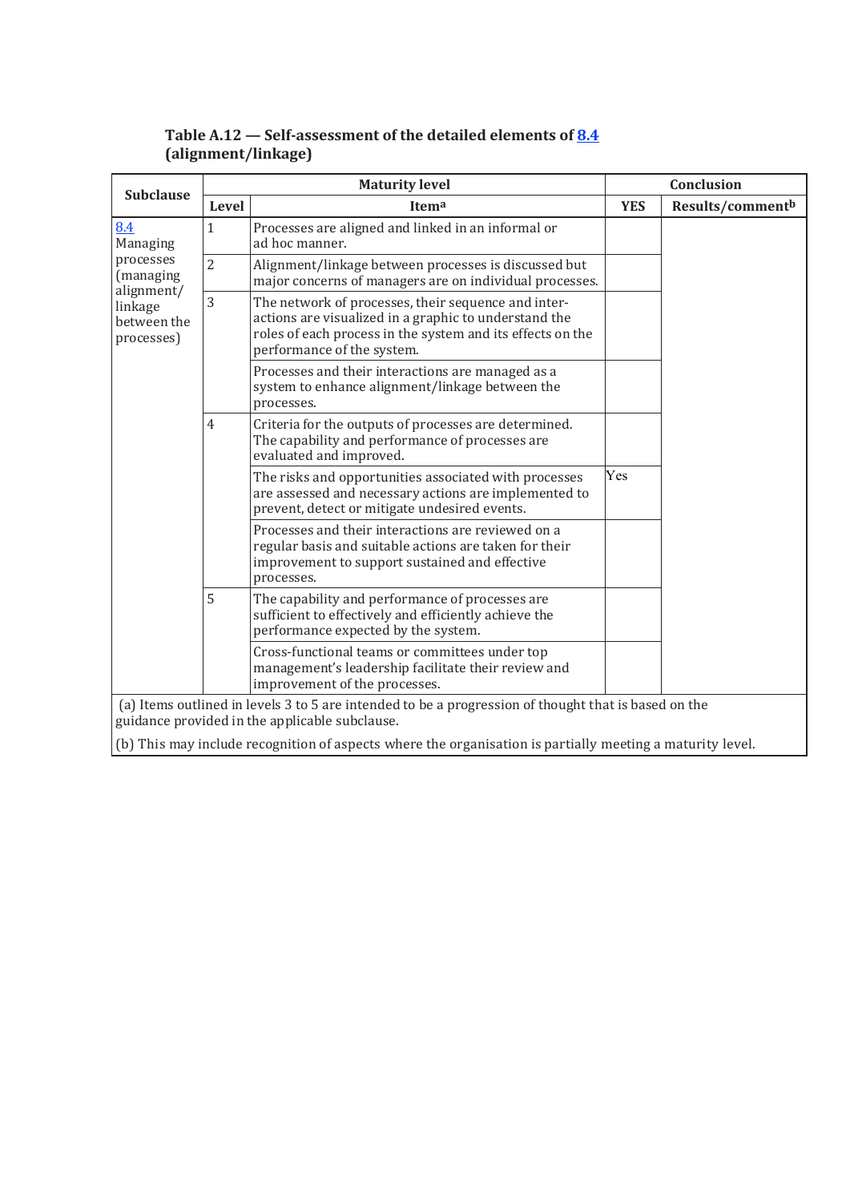**Table A.12 — Self-assessment of the detailed elements of 8.4 (alignment/linkage)**

| Subclause | Maturity level | | Conclusion | |
|---|---|---|---|---|
| | Level | Item[a] | YES | Results/comment[b] |
| 8.4 Managing processes (managing alignment/linkage between the processes) | 1 | Processes are aligned and linked in an informal or ad hoc manner. | | |
| | 2 | Alignment/linkage between processes is discussed but major concerns of managers are on individual processes. | | |
| | 3 | The network of processes, their sequence and interactions are visualized in a graphic to understand the roles of each process in the system and its effects on the performance of the system. | | |
| | | Processes and their interactions are managed as a system to enhance alignment/linkage between the processes. | | |
| | 4 | Criteria for the outputs of processes are determined. The capability and performance of processes are evaluated and improved. | | |
| | | The risks and opportunities associated with processes are assessed and necessary actions are implemented to prevent, detect or mitigate undesired events. | Yes | |
| | | Processes and their interactions are reviewed on a regular basis and suitable actions are taken for their improvement to support sustained and effective processes. | | |
| | 5 | The capability and performance of processes are sufficient to effectively and efficiently achieve the performance expected by the system. | | |
| | | Cross-functional teams or committees under top management's leadership facilitate their review and improvement of the processes. | | |

(a) Items outlined in levels 3 to 5 are intended to be a progression of thought that is based on the guidance provided in the applicable subclause.

(b) This may include recognition of aspects where the organisation is partially meeting a maturity level.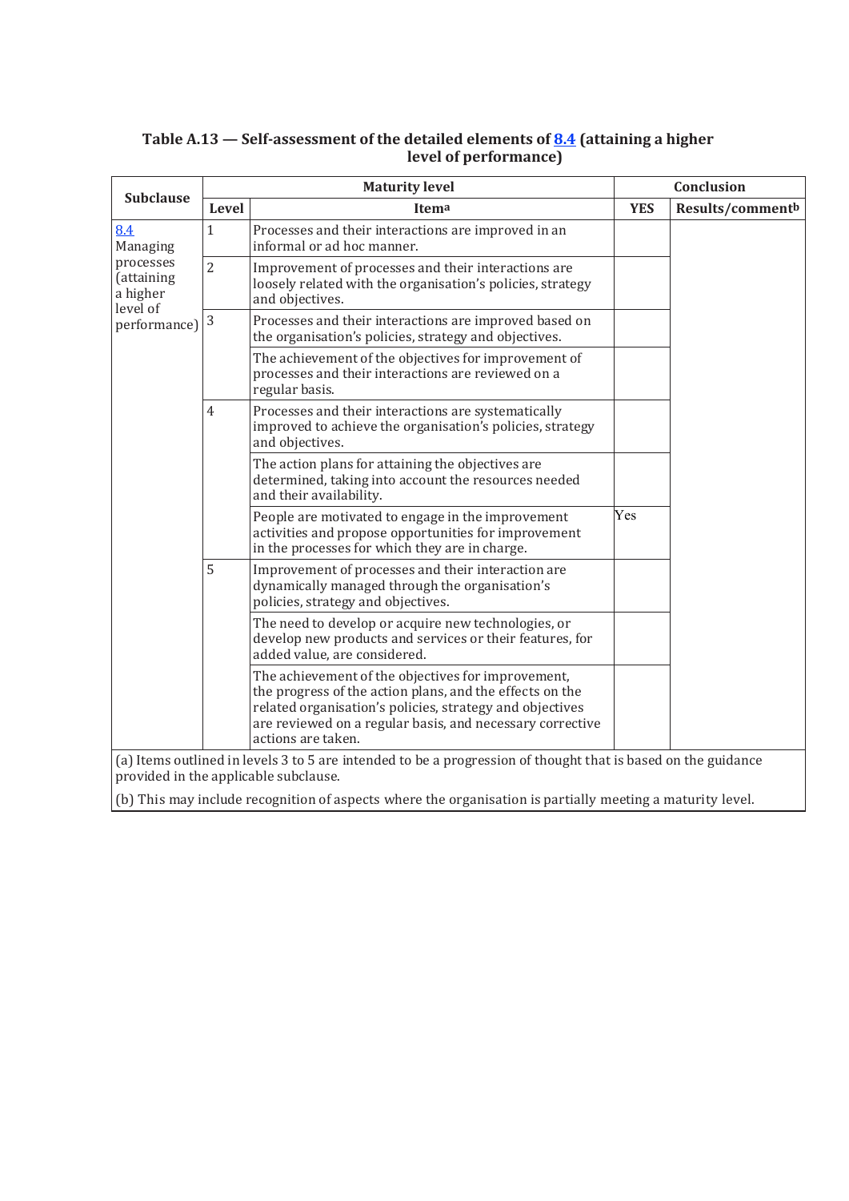**Table A.13 — Self-assessment of the detailed elements of 8.4 (attaining a higher level of performance)**

| Subclause | Maturity level | | Conclusion | |
|---|---|---|---|---|
| | Level | Item[a] | YES | Results/comment[b] |
| 8.4 Managing processes (attaining a higher level of performance) | 1 | Processes and their interactions are improved in an informal or ad hoc manner. | | |
| | 2 | Improvement of processes and their interactions are loosely related with the organisation's policies, strategy and objectives. | | |
| | 3 | Processes and their interactions are improved based on the organisation's policies, strategy and objectives. | | |
| | | The achievement of the objectives for improvement of processes and their interactions are reviewed on a regular basis. | | |
| | 4 | Processes and their interactions are systematically improved to achieve the organisation's policies, strategy and objectives. | | |
| | | The action plans for attaining the objectives are determined, taking into account the resources needed and their availability. | | |
| | | People are motivated to engage in the improvement activities and propose opportunities for improvement in the processes for which they are in charge. | Yes | |
| | 5 | Improvement of processes and their interaction are dynamically managed through the organisation's policies, strategy and objectives. | | |
| | | The need to develop or acquire new technologies, or develop new products and services or their features, for added value, are considered. | | |
| | | The achievement of the objectives for improvement, the progress of the action plans, and the effects on the related organisation's policies, strategy and objectives are reviewed on a regular basis, and necessary corrective actions are taken. | | |

(a) Items outlined in levels 3 to 5 are intended to be a progression of thought that is based on the guidance provided in the applicable subclause.

(b) This may include recognition of aspects where the organisation is partially meeting a maturity level.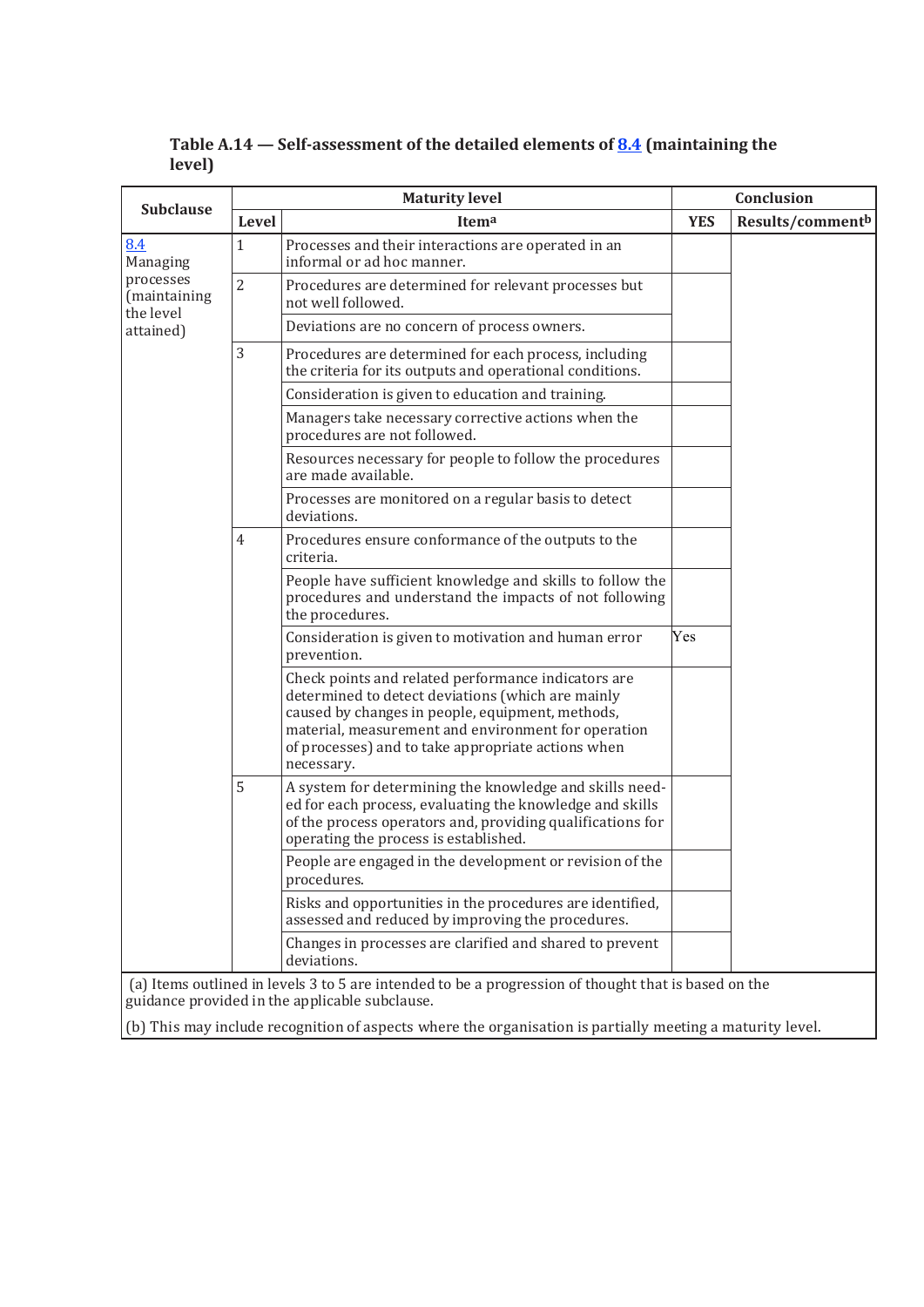**Table A.14 — Self-assessment of the detailed elements of 8.4 (maintaining the level)**

| Subclause | Maturity level | | Conclusion | |
|---|---|---|---|---|
| | Level | Item[a] | YES | Results/comment[b] |
| 8.4 Managing processes (maintaining the level attained) | 1 | Processes and their interactions are operated in an informal or ad hoc manner. | | |
| | 2 | Procedures are determined for relevant processes but not well followed. | | |
| | | Deviations are no concern of process owners. | | |
| | 3 | Procedures are determined for each process, including the criteria for its outputs and operational conditions. | | |
| | | Consideration is given to education and training. | | |
| | | Managers take necessary corrective actions when the procedures are not followed. | | |
| | | Resources necessary for people to follow the procedures are made available. | | |
| | | Processes are monitored on a regular basis to detect deviations. | | |
| | 4 | Procedures ensure conformance of the outputs to the criteria. | | |
| | | People have sufficient knowledge and skills to follow the procedures and understand the impacts of not following the procedures. | | |
| | | Consideration is given to motivation and human error prevention. | Yes | |
| | | Check points and related performance indicators are determined to detect deviations (which are mainly caused by changes in people, equipment, methods, material, measurement and environment for operation of processes) and to take appropriate actions when necessary. | | |
| | 5 | A system for determining the knowledge and skills needed for each process, evaluating the knowledge and skills of the process operators and, providing qualifications for operating the process is established. | | |
| | | People are engaged in the development or revision of the procedures. | | |
| | | Risks and opportunities in the procedures are identified, assessed and reduced by improving the procedures. | | |
| | | Changes in processes are clarified and shared to prevent deviations. | | |

(a) Items outlined in levels 3 to 5 are intended to be a progression of thought that is based on the guidance provided in the applicable subclause.

(b) This may include recognition of aspects where the organisation is partially meeting a maturity level.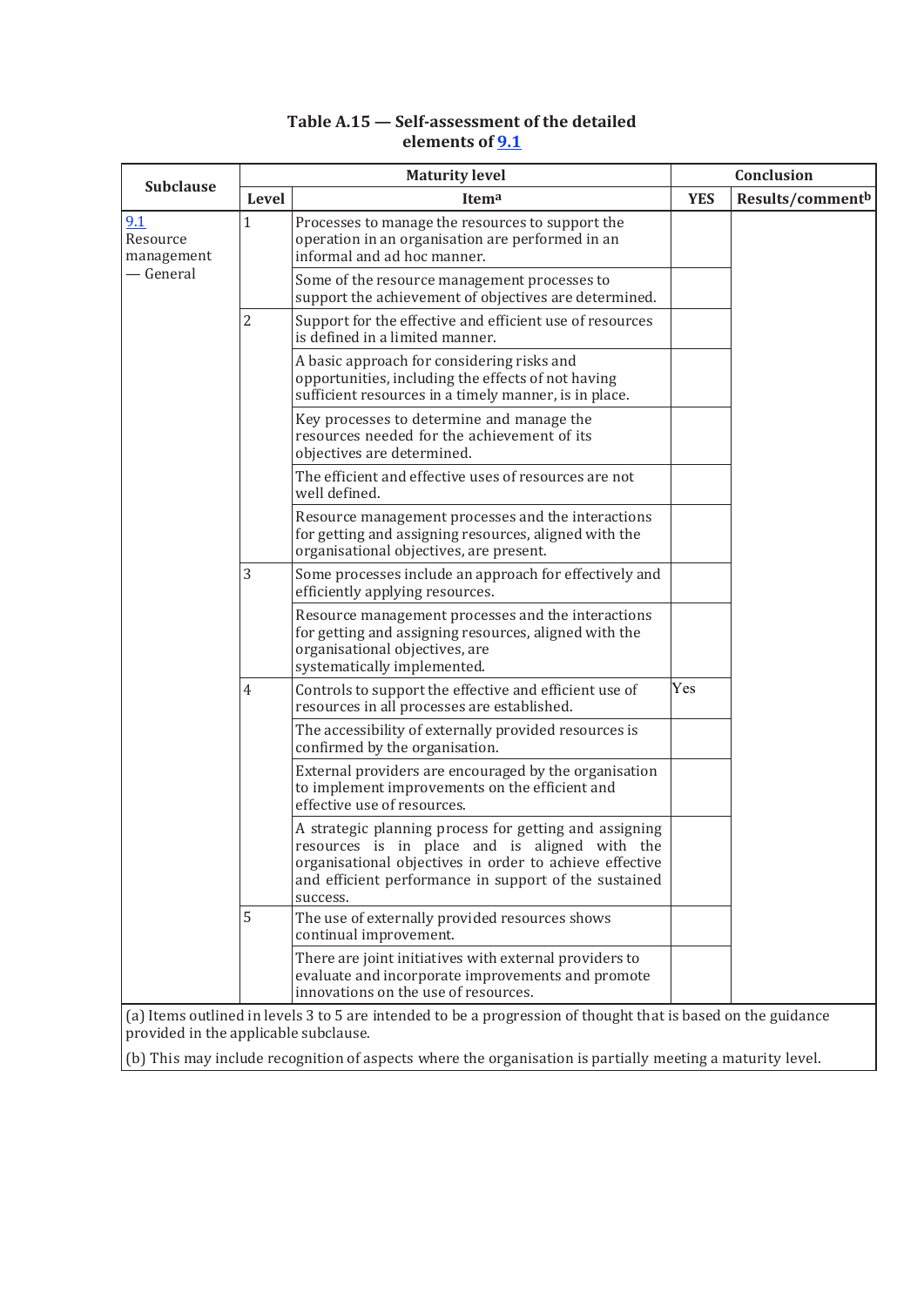**Table A.15 — Self-assessment of the detailed elements of 9.1**

| Subclause | Maturity level | | Conclusion | |
|---|---|---|---|---|
| | Level | Item[a] | YES | Results/comment[b] |
| 9.1 Resource management — General | 1 | Processes to manage the resources to support the operation in an organisation are performed in an informal and ad hoc manner. | | |
| | | Some of the resource management processes to support the achievement of objectives are determined. | | |
| | 2 | Support for the effective and efficient use of resources is defined in a limited manner. | | |
| | | A basic approach for considering risks and opportunities, including the effects of not having sufficient resources in a timely manner, is in place. | | |
| | | Key processes to determine and manage the resources needed for the achievement of its objectives are determined. | | |
| | | The efficient and effective uses of resources are not well defined. | | |
| | | Resource management processes and the interactions for getting and assigning resources, aligned with the organisational objectives, are present. | | |
| | 3 | Some processes include an approach for effectively and efficiently applying resources. | | |
| | | Resource management processes and the interactions for getting and assigning resources, aligned with the organisational objectives, are systematically implemented. | | |
| | 4 | Controls to support the effective and efficient use of resources in all processes are established. | Yes | |
| | | The accessibility of externally provided resources is confirmed by the organisation. | | |
| | | External providers are encouraged by the organisation to implement improvements on the efficient and effective use of resources. | | |
| | | A strategic planning process for getting and assigning resources is in place and is aligned with the organisational objectives in order to achieve effective and efficient performance in support of the sustained success. | | |
| | 5 | The use of externally provided resources shows continual improvement. | | |
| | | There are joint initiatives with external providers to evaluate and incorporate improvements and promote innovations on the use of resources. | | |

(a) Items outlined in levels 3 to 5 are intended to be a progression of thought that is based on the guidance provided in the applicable subclause.

(b) This may include recognition of aspects where the organisation is partially meeting a maturity level.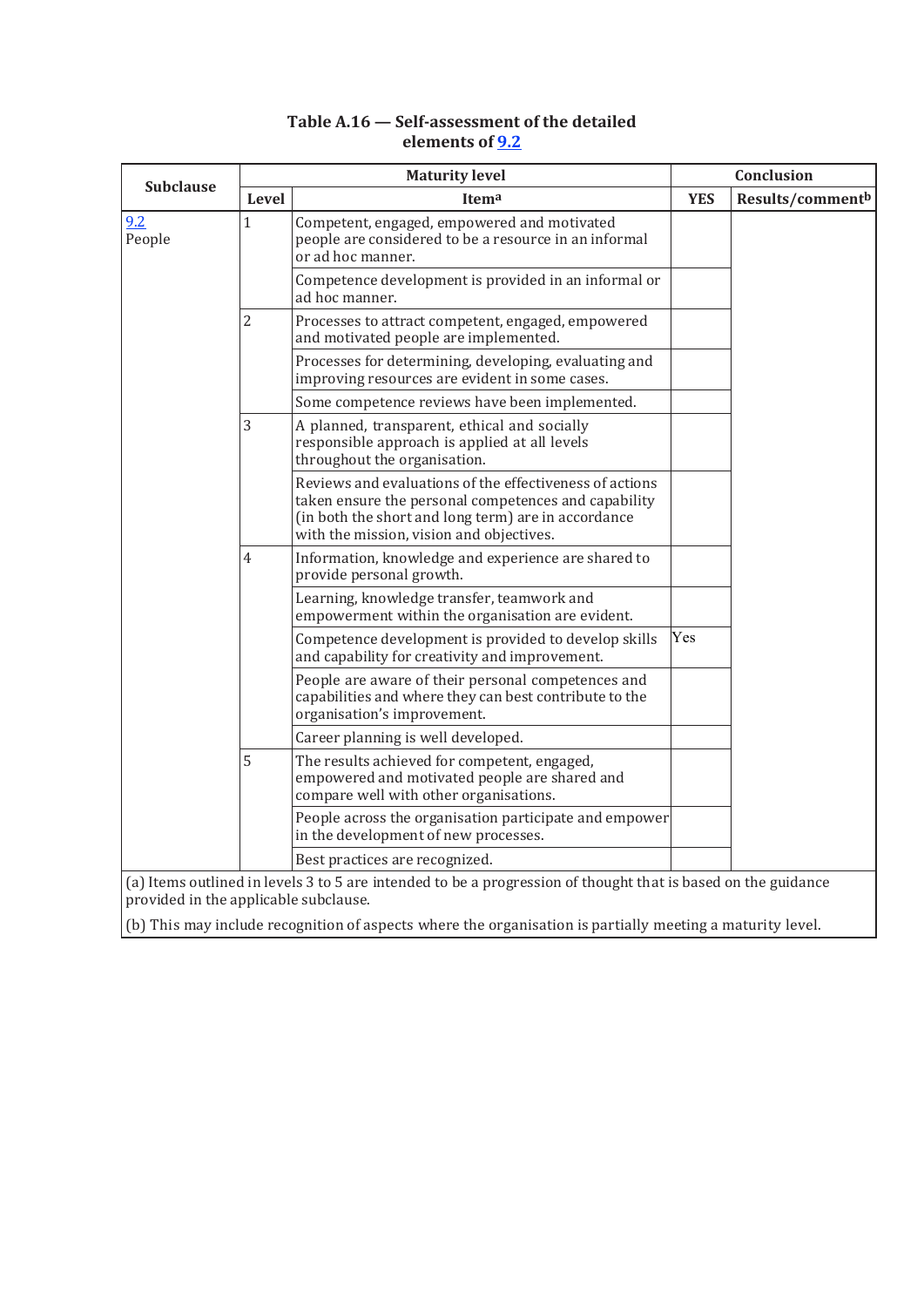**Table A.16 — Self-assessment of the detailed elements of 9.2**

| Subclause | Maturity level | | Conclusion | |
|---|---|---|---|---|
| | Level | Item[a] | YES | Results/comment[b] |
| 9.2 People | 1 | Competent, engaged, empowered and motivated people are considered to be a resource in an informal or ad hoc manner. | | |
| | | Competence development is provided in an informal or ad hoc manner. | | |
| | 2 | Processes to attract competent, engaged, empowered and motivated people are implemented. | | |
| | | Processes for determining, developing, evaluating and improving resources are evident in some cases. | | |
| | | Some competence reviews have been implemented. | | |
| | 3 | A planned, transparent, ethical and socially responsible approach is applied at all levels throughout the organisation. | | |
| | | Reviews and evaluations of the effectiveness of actions taken ensure the personal competences and capability (in both the short and long term) are in accordance with the mission, vision and objectives. | | |
| | 4 | Information, knowledge and experience are shared to provide personal growth. | | |
| | | Learning, knowledge transfer, teamwork and empowerment within the organisation are evident. | | |
| | | Competence development is provided to develop skills and capability for creativity and improvement. | Yes | |
| | | People are aware of their personal competences and capabilities and where they can best contribute to the organisation's improvement. | | |
| | | Career planning is well developed. | | |
| | 5 | The results achieved for competent, engaged, empowered and motivated people are shared and compare well with other organisations. | | |
| | | People across the organisation participate and empower in the development of new processes. | | |
| | | Best practices are recognized. | | |

(a) Items outlined in levels 3 to 5 are intended to be a progression of thought that is based on the guidance provided in the applicable subclause.

(b) This may include recognition of aspects where the organisation is partially meeting a maturity level.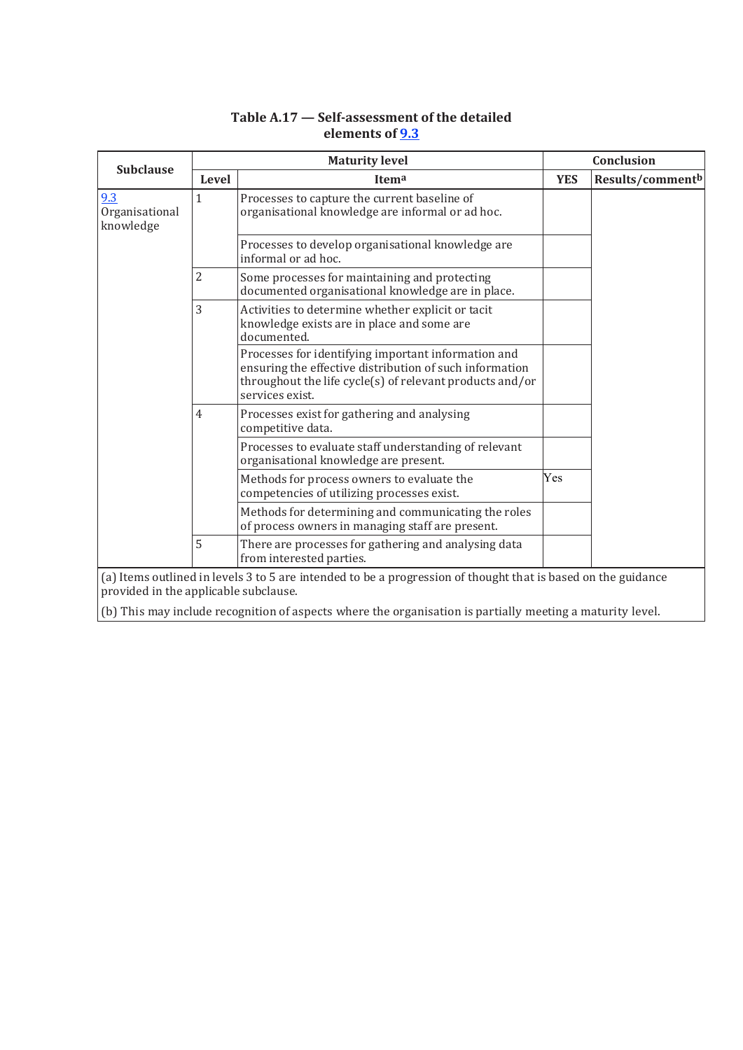**Table A.17 — Self-assessment of the detailed elements of 9.3**

| Subclause | Maturity level | | Conclusion | |
|---|---|---|---|---|
| | Level | Item[a] | YES | Results/comment[b] |
| 9.3 Organisational knowledge | 1 | Processes to capture the current baseline of organisational knowledge are informal or ad hoc. | | |
| | | Processes to develop organisational knowledge are informal or ad hoc. | | |
| | 2 | Some processes for maintaining and protecting documented organisational knowledge are in place. | | |
| | 3 | Activities to determine whether explicit or tacit knowledge exists are in place and some are documented. | | |
| | | Processes for identifying important information and ensuring the effective distribution of such information throughout the life cycle(s) of relevant products and/or services exist. | | |
| | 4 | Processes exist for gathering and analysing competitive data. | | |
| | | Processes to evaluate staff understanding of relevant organisational knowledge are present. | | |
| | | Methods for process owners to evaluate the competencies of utilizing processes exist. | Yes | |
| | | Methods for determining and communicating the roles of process owners in managing staff are present. | | |
| | 5 | There are processes for gathering and analysing data from interested parties. | | |

(a) Items outlined in levels 3 to 5 are intended to be a progression of thought that is based on the guidance provided in the applicable subclause.

(b) This may include recognition of aspects where the organisation is partially meeting a maturity level.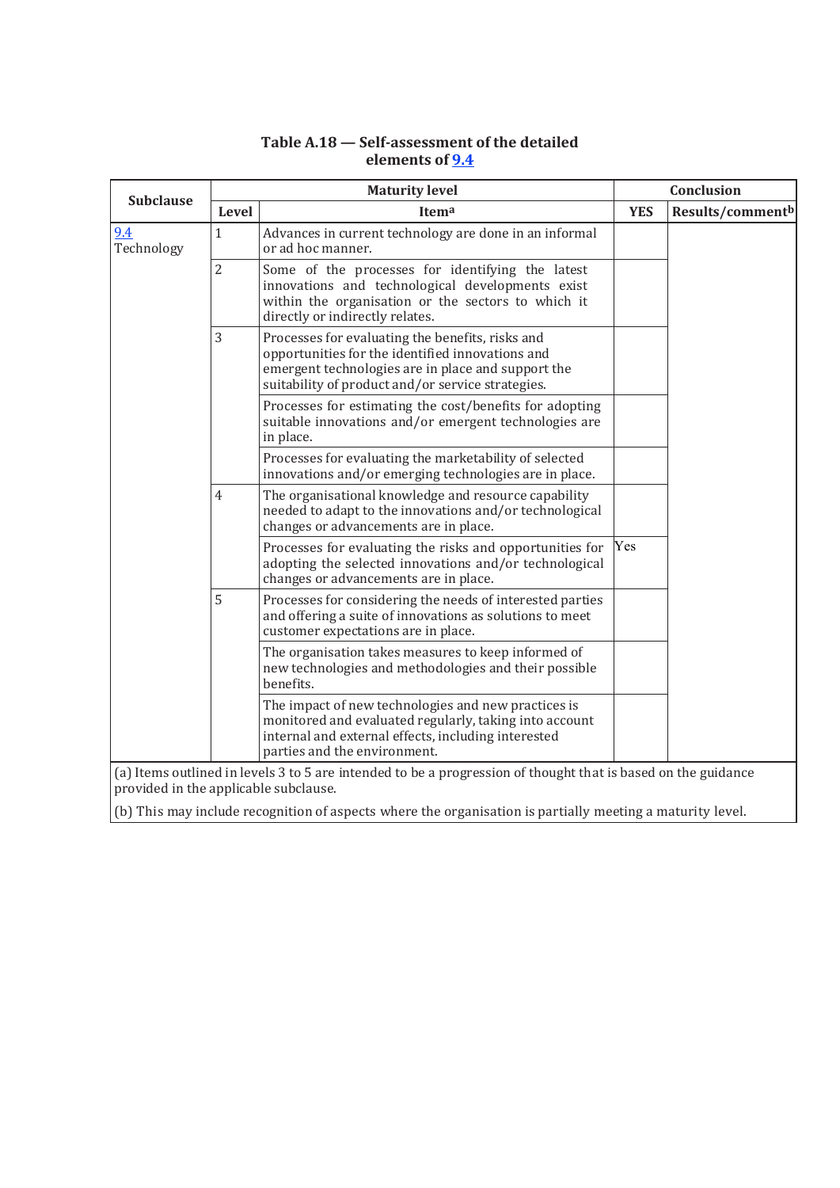**Table A.18 — Self-assessment of the detailed elements of 9.4**

| Subclause | Maturity level | | Conclusion | |
|---|---|---|---|---|
| | Level | Item[a] | YES | Results/comment[b] |
| 9.4 Technology | 1 | Advances in current technology are done in an informal or ad hoc manner. | | |
| | 2 | Some of the processes for identifying the latest innovations and technological developments exist within the organisation or the sectors to which it directly or indirectly relates. | | |
| | 3 | Processes for evaluating the benefits, risks and opportunities for the identified innovations and emergent technologies are in place and support the suitability of product and/or service strategies. | | |
| | | Processes for estimating the cost/benefits for adopting suitable innovations and/or emergent technologies are in place. | | |
| | | Processes for evaluating the marketability of selected innovations and/or emerging technologies are in place. | | |
| | 4 | The organisational knowledge and resource capability needed to adapt to the innovations and/or technological changes or advancements are in place. | | |
| | | Processes for evaluating the risks and opportunities for adopting the selected innovations and/or technological changes or advancements are in place. | Yes | |
| | 5 | Processes for considering the needs of interested parties and offering a suite of innovations as solutions to meet customer expectations are in place. | | |
| | | The organisation takes measures to keep informed of new technologies and methodologies and their possible benefits. | | |
| | | The impact of new technologies and new practices is monitored and evaluated regularly, taking into account internal and external effects, including interested parties and the environment. | | |

(a) Items outlined in levels 3 to 5 are intended to be a progression of thought that is based on the guidance provided in the applicable subclause.

(b) This may include recognition of aspects where the organisation is partially meeting a maturity level.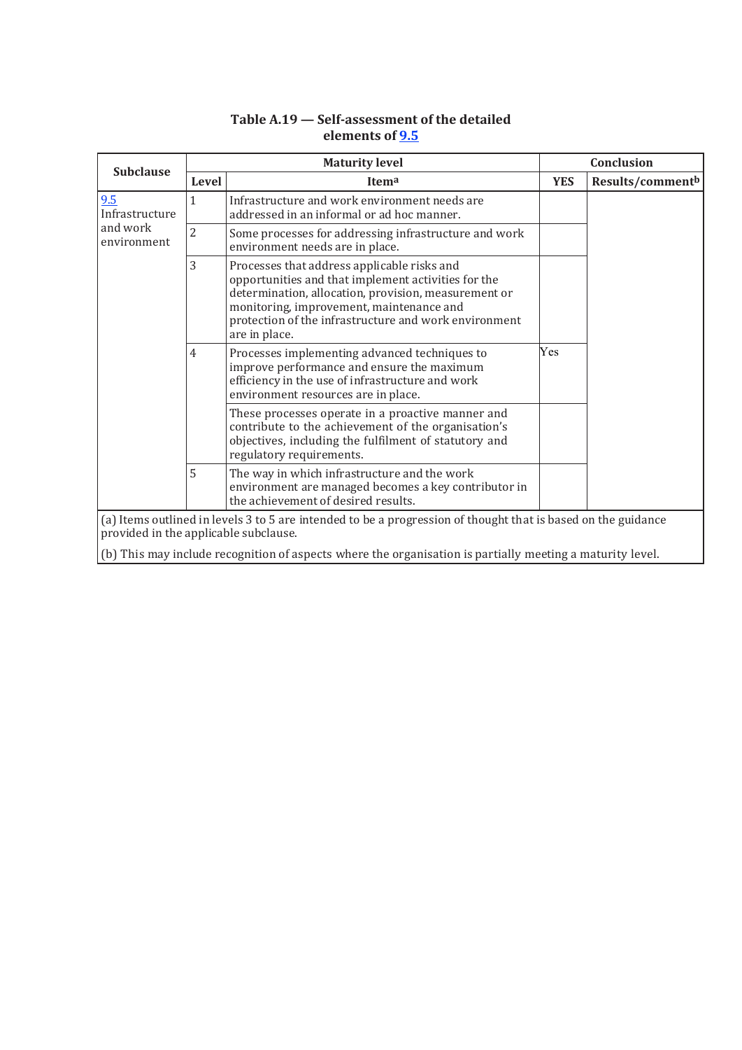**Table A.19 — Self-assessment of the detailed elements of 9.5**

| Subclause | Maturity level | | Conclusion | |
|---|---|---|---|---|
| | Level | Item[a] | YES | Results/comment[b] |
| 9.5 Infrastructure and work environment | 1 | Infrastructure and work environment needs are addressed in an informal or ad hoc manner. | | |
| | 2 | Some processes for addressing infrastructure and work environment needs are in place. | | |
| | 3 | Processes that address applicable risks and opportunities and that implement activities for the determination, allocation, provision, measurement or monitoring, improvement, maintenance and protection of the infrastructure and work environment are in place. | | |
| | 4 | Processes implementing advanced techniques to improve performance and ensure the maximum efficiency in the use of infrastructure and work environment resources are in place. | Yes | |
| | | These processes operate in a proactive manner and contribute to the achievement of the organisation's objectives, including the fulfilment of statutory and regulatory requirements. | | |
| | 5 | The way in which infrastructure and the work environment are managed becomes a key contributor in the achievement of desired results. | | |

(a) Items outlined in levels 3 to 5 are intended to be a progression of thought that is based on the guidance provided in the applicable subclause.

(b) This may include recognition of aspects where the organisation is partially meeting a maturity level.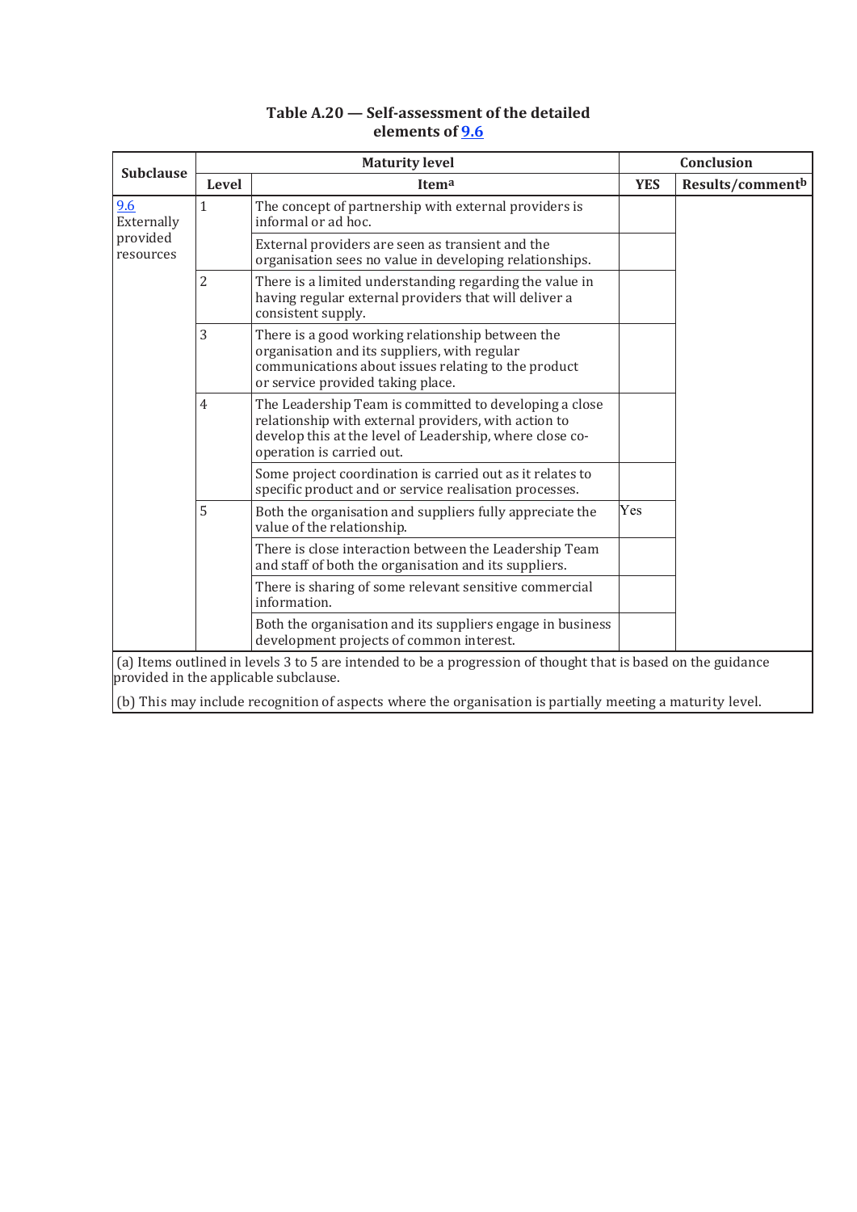**Table A.20 — Self-assessment of the detailed elements of 9.6**

| Subclause | Maturity level | | Conclusion | |
|---|---|---|---|---|
| | Level | Item[a] | YES | Results/comment[b] |
| 9.6 Externally provided resources | 1 | The concept of partnership with external providers is informal or ad hoc. | | |
| | | External providers are seen as transient and the organisation sees no value in developing relationships. | | |
| | 2 | There is a limited understanding regarding the value in having regular external providers that will deliver a consistent supply. | | |
| | 3 | There is a good working relationship between the organisation and its suppliers, with regular communications about issues relating to the product or service provided taking place. | | |
| | 4 | The Leadership Team is committed to developing a close relationship with external providers, with action to develop this at the level of Leadership, where close co-operation is carried out. | | |
| | | Some project coordination is carried out as it relates to specific product and or service realisation processes. | | |
| | 5 | Both the organisation and suppliers fully appreciate the value of the relationship. | Yes | |
| | | There is close interaction between the Leadership Team and staff of both the organisation and its suppliers. | | |
| | | There is sharing of some relevant sensitive commercial information. | | |
| | | Both the organisation and its suppliers engage in business development projects of common interest. | | |

(a) Items outlined in levels 3 to 5 are intended to be a progression of thought that is based on the guidance provided in the applicable subclause.

(b) This may include recognition of aspects where the organisation is partially meeting a maturity level.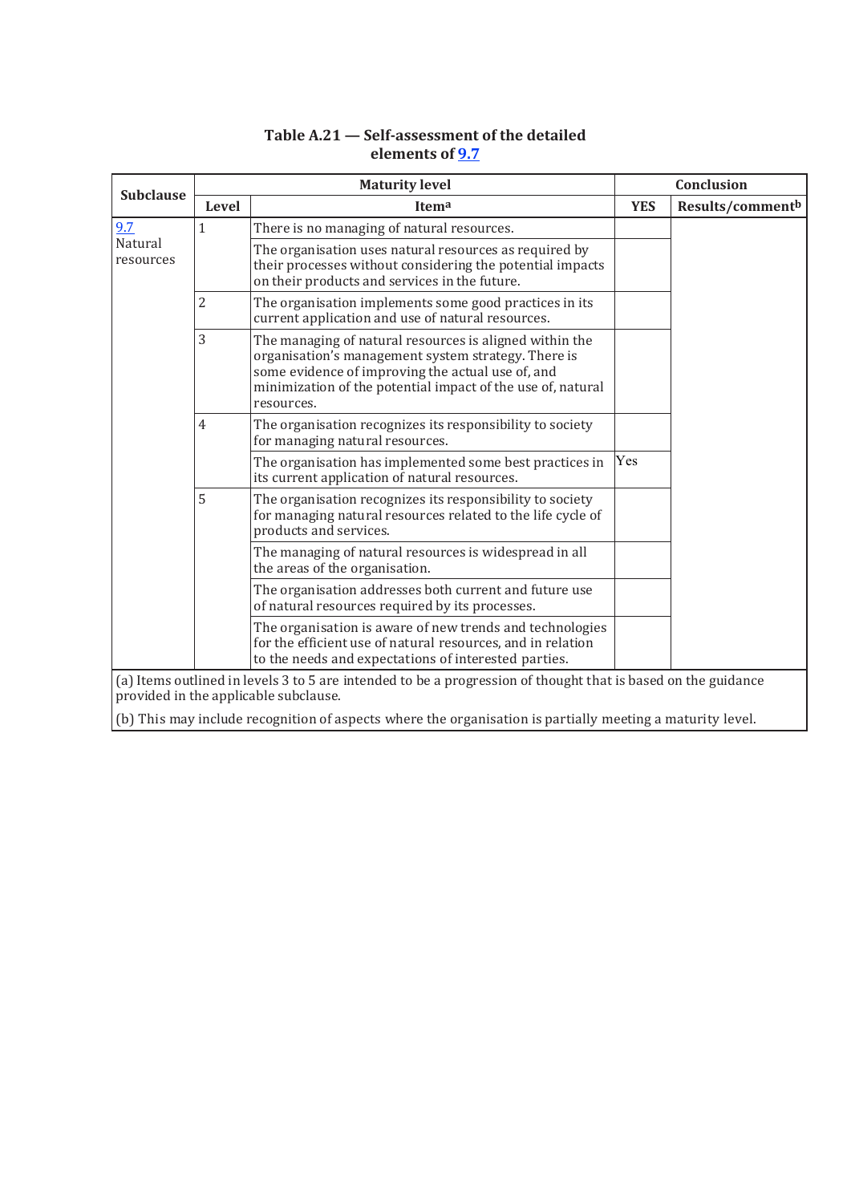**Table A.21 — Self-assessment of the detailed elements of 9.7**

| Subclause | Maturity level | | Conclusion | |
|---|---|---|---|---|
| | Level | Item[a] | YES | Results/comment[b] |
| 9.7 Natural resources | 1 | There is no managing of natural resources. | | |
| | | The organisation uses natural resources as required by their processes without considering the potential impacts on their products and services in the future. | | |
| | 2 | The organisation implements some good practices in its current application and use of natural resources. | | |
| | 3 | The managing of natural resources is aligned within the organisation's management system strategy. There is some evidence of improving the actual use of, and minimization of the potential impact of the use of, natural resources. | | |
| | 4 | The organisation recognizes its responsibility to society for managing natural resources. | | |
| | | The organisation has implemented some best practices in its current application of natural resources. | Yes | |
| | 5 | The organisation recognizes its responsibility to society for managing natural resources related to the life cycle of products and services. | | |
| | | The managing of natural resources is widespread in all the areas of the organisation. | | |
| | | The organisation addresses both current and future use of natural resources required by its processes. | | |
| | | The organisation is aware of new trends and technologies for the efficient use of natural resources, and in relation to the needs and expectations of interested parties. | | |

(a) Items outlined in levels 3 to 5 are intended to be a progression of thought that is based on the guidance provided in the applicable subclause.

(b) This may include recognition of aspects where the organisation is partially meeting a maturity level.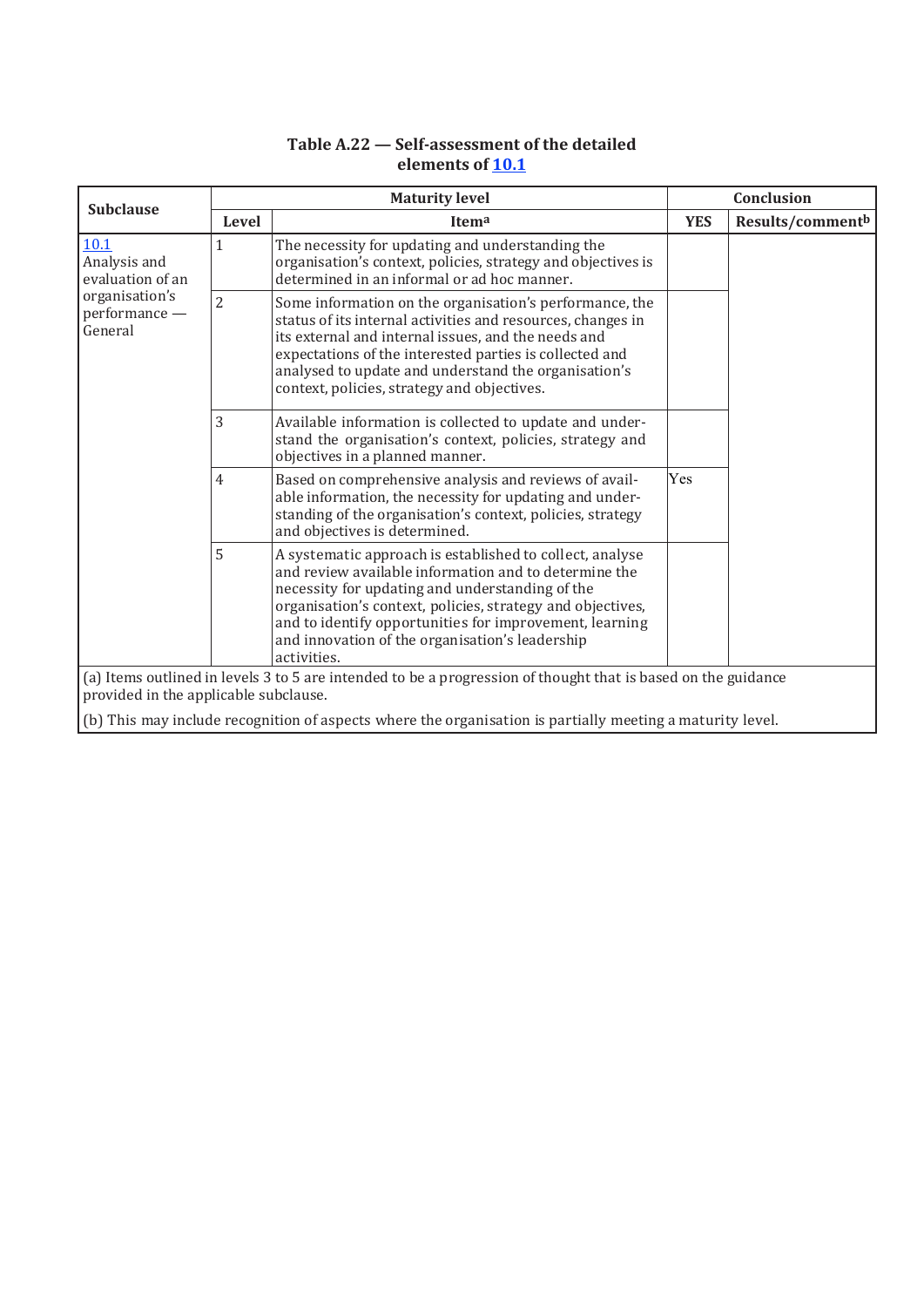**Table A.22 — Self-assessment of the detailed elements of 10.1**

| Subclause | Maturity level | | Conclusion | |
|---|---|---|---|---|
| | Level | Item[a] | YES | Results/comment[b] |
| 10.1 Analysis and evaluation of an organisation's performance — General | 1 | The necessity for updating and understanding the organisation's context, policies, strategy and objectives is determined in an informal or ad hoc manner. | | |
| | 2 | Some information on the organisation's performance, the status of its internal activities and resources, changes in its external and internal issues, and the needs and expectations of the interested parties is collected and analysed to update and understand the organisation's context, policies, strategy and objectives. | | |
| | 3 | Available information is collected to update and understand the organisation's context, policies, strategy and objectives in a planned manner. | | |
| | 4 | Based on comprehensive analysis and reviews of available information, the necessity for updating and understanding of the organisation's context, policies, strategy and objectives is determined. | Yes | |
| | 5 | A systematic approach is established to collect, analyse and review available information and to determine the necessity for updating and understanding of the organisation's context, policies, strategy and objectives, and to identify opportunities for improvement, learning and innovation of the organisation's leadership activities. | | |

(a) Items outlined in levels 3 to 5 are intended to be a progression of thought that is based on the guidance provided in the applicable subclause.

(b) This may include recognition of aspects where the organisation is partially meeting a maturity level.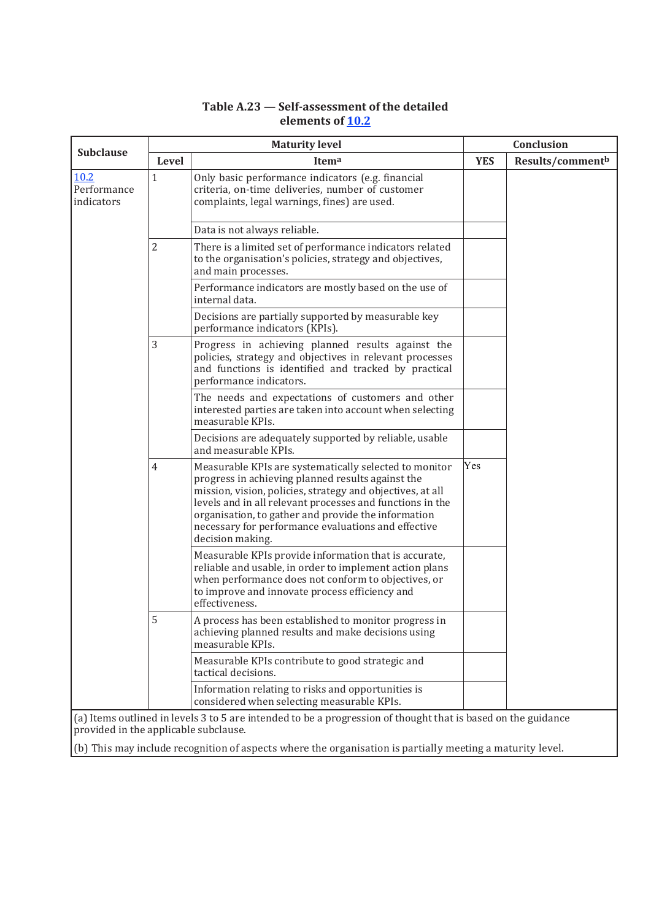**Table A.23 — Self-assessment of the detailed elements of 10.2**

| Subclause | Maturity level | | Conclusion | |
|---|---|---|---|---|
| | Level | Item[a] | YES | Results/comment[b] |
| 10.2 Performance indicators | 1 | Only basic performance indicators (e.g. financial criteria, on-time deliveries, number of customer complaints, legal warnings, fines) are used. | | |
| | | Data is not always reliable. | | |
| | 2 | There is a limited set of performance indicators related to the organisation's policies, strategy and objectives, and main processes. | | |
| | | Performance indicators are mostly based on the use of internal data. | | |
| | | Decisions are partially supported by measurable key performance indicators (KPIs). | | |
| | 3 | Progress in achieving planned results against the policies, strategy and objectives in relevant processes and functions is identified and tracked by practical performance indicators. | | |
| | | The needs and expectations of customers and other interested parties are taken into account when selecting measurable KPIs. | | |
| | | Decisions are adequately supported by reliable, usable and measurable KPIs. | | |
| | 4 | Measurable KPIs are systematically selected to monitor progress in achieving planned results against the mission, vision, policies, strategy and objectives, at all levels and in all relevant processes and functions in the organisation, to gather and provide the information necessary for performance evaluations and effective decision making. | Yes | |
| | | Measurable KPIs provide information that is accurate, reliable and usable, in order to implement action plans when performance does not conform to objectives, or to improve and innovate process efficiency and effectiveness. | | |
| | 5 | A process has been established to monitor progress in achieving planned results and make decisions using measurable KPIs. | | |
| | | Measurable KPIs contribute to good strategic and tactical decisions. | | |
| | | Information relating to risks and opportunities is considered when selecting measurable KPIs. | | |

(a) Items outlined in levels 3 to 5 are intended to be a progression of thought that is based on the guidance provided in the applicable subclause.

(b) This may include recognition of aspects where the organisation is partially meeting a maturity level.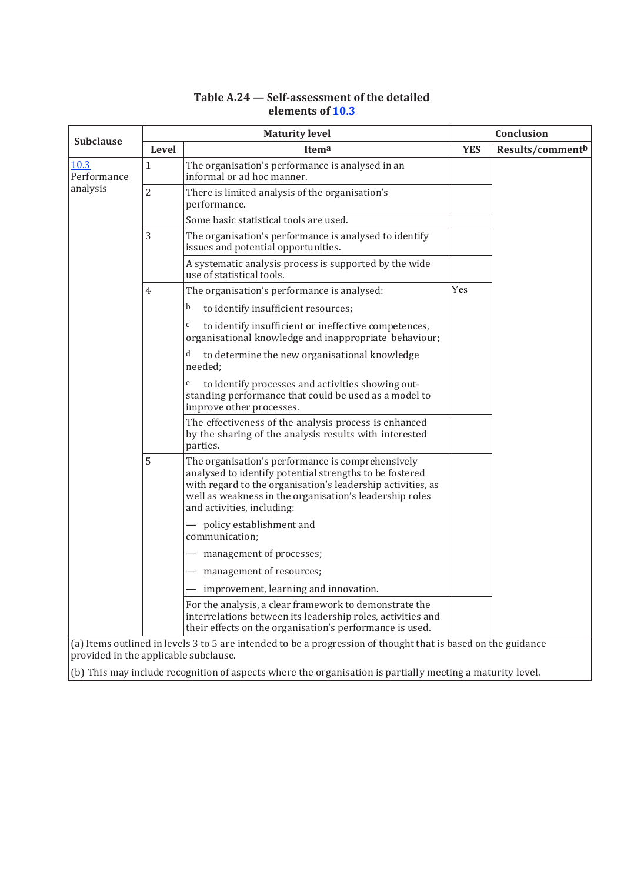**Table A.24 — Self-assessment of the detailed elements of 10.3**

| Subclause | Maturity level | | Conclusion | |
|---|---|---|---|---|
| | Level | Item[a] | YES | Results/comment[b] |
| 10.3 Performance analysis | 1 | The organisation's performance is analysed in an informal or ad hoc manner. | | |
| | 2 | There is limited analysis of the organisation's performance. | | |
| | | Some basic statistical tools are used. | | |
| | 3 | The organisation's performance is analysed to identify issues and potential opportunities. | | |
| | | A systematic analysis process is supported by the wide use of statistical tools. | | |
| | 4 | The organisation's performance is analysed:<br>[b] to identify insufficient resources;<br>[c] to identify insufficient or ineffective competences, organisational knowledge and inappropriate behaviour;<br>[d] to determine the new organisational knowledge needed;<br>[e] to identify processes and activities showing outstanding performance that could be used as a model to improve other processes. | Yes | |
| | | The effectiveness of the analysis process is enhanced by the sharing of the analysis results with interested parties. | | |
| | 5 | The organisation's performance is comprehensively analysed to identify potential strengths to be fostered with regard to the organisation's leadership activities, as well as weakness in the organisation's leadership roles and activities, including:<br>— policy establishment and communication;<br>— management of processes;<br>— management of resources;<br>— improvement, learning and innovation. | | |
| | | For the analysis, a clear framework to demonstrate the interrelations between its leadership roles, activities and their effects on the organisation's performance is used. | | |

(a) Items outlined in levels 3 to 5 are intended to be a progression of thought that is based on the guidance provided in the applicable subclause.

(b) This may include recognition of aspects where the organisation is partially meeting a maturity level.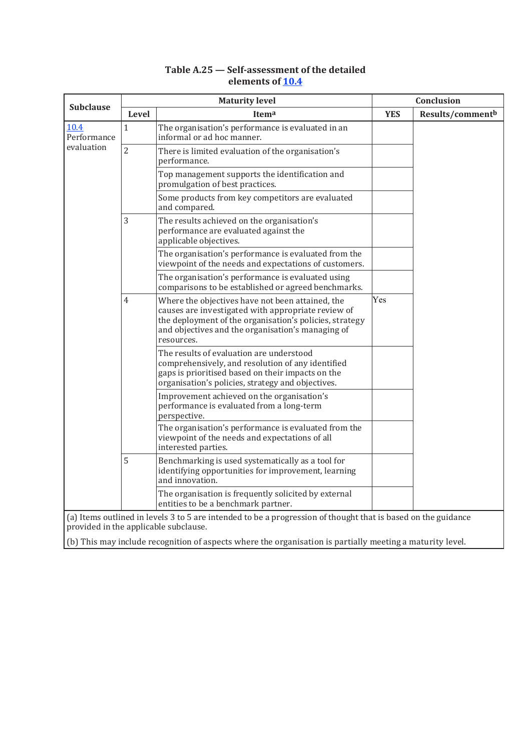**Table A.25 — Self-assessment of the detailed elements of 10.4**

| Subclause | Maturity level | | Conclusion | |
|---|---|---|---|---|
| | Level | Item[a] | YES | Results/comment[b] |
| 10.4 Performance evaluation | 1 | The organisation's performance is evaluated in an informal or ad hoc manner. | | |
| | 2 | There is limited evaluation of the organisation's performance. | | |
| | | Top management supports the identification and promulgation of best practices. | | |
| | | Some products from key competitors are evaluated and compared. | | |
| | 3 | The results achieved on the organisation's performance are evaluated against the applicable objectives. | | |
| | | The organisation's performance is evaluated from the viewpoint of the needs and expectations of customers. | | |
| | | The organisation's performance is evaluated using comparisons to be established or agreed benchmarks. | | |
| | 4 | Where the objectives have not been attained, the causes are investigated with appropriate review of the deployment of the organisation's policies, strategy and objectives and the organisation's managing of resources. | Yes | |
| | | The results of evaluation are understood comprehensively, and resolution of any identified gaps is prioritised based on their impacts on the organisation's policies, strategy and objectives. | | |
| | | Improvement achieved on the organisation's performance is evaluated from a long-term perspective. | | |
| | | The organisation's performance is evaluated from the viewpoint of the needs and expectations of all interested parties. | | |
| | 5 | Benchmarking is used systematically as a tool for identifying opportunities for improvement, learning and innovation. | | |
| | | The organisation is frequently solicited by external entities to be a benchmark partner. | | |

(a) Items outlined in levels 3 to 5 are intended to be a progression of thought that is based on the guidance provided in the applicable subclause.

(b) This may include recognition of aspects where the organisation is partially meeting a maturity level.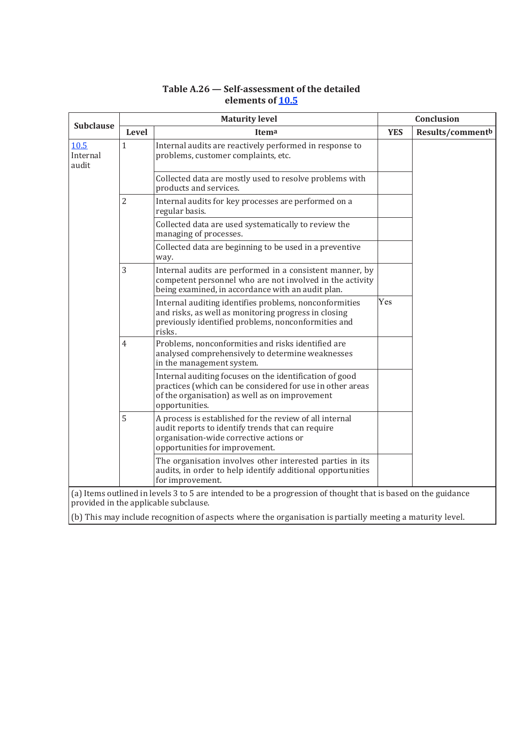**Table A.26 — Self-assessment of the detailed elements of 10.5**

| Subclause | Maturity level | | Conclusion | |
|---|---|---|---|---|
| | Level | Item[a] | YES | Results/comment[b] |
| 10.5 Internal audit | 1 | Internal audits are reactively performed in response to problems, customer complaints, etc. | | |
| | | Collected data are mostly used to resolve problems with products and services. | | |
| | 2 | Internal audits for key processes are performed on a regular basis. | | |
| | | Collected data are used systematically to review the managing of processes. | | |
| | | Collected data are beginning to be used in a preventive way. | | |
| | 3 | Internal audits are performed in a consistent manner, by competent personnel who are not involved in the activity being examined, in accordance with an audit plan. | | |
| | | Internal auditing identifies problems, nonconformities and risks, as well as monitoring progress in closing previously identified problems, nonconformities and risks. | Yes | |
| | 4 | Problems, nonconformities and risks identified are analysed comprehensively to determine weaknesses in the management system. | | |
| | | Internal auditing focuses on the identification of good practices (which can be considered for use in other areas of the organisation) as well as on improvement opportunities. | | |
| | 5 | A process is established for the review of all internal audit reports to identify trends that can require organisation-wide corrective actions or opportunities for improvement. | | |
| | | The organisation involves other interested parties in its audits, in order to help identify additional opportunities for improvement. | | |

(a) Items outlined in levels 3 to 5 are intended to be a progression of thought that is based on the guidance provided in the applicable subclause.

(b) This may include recognition of aspects where the organisation is partially meeting a maturity level.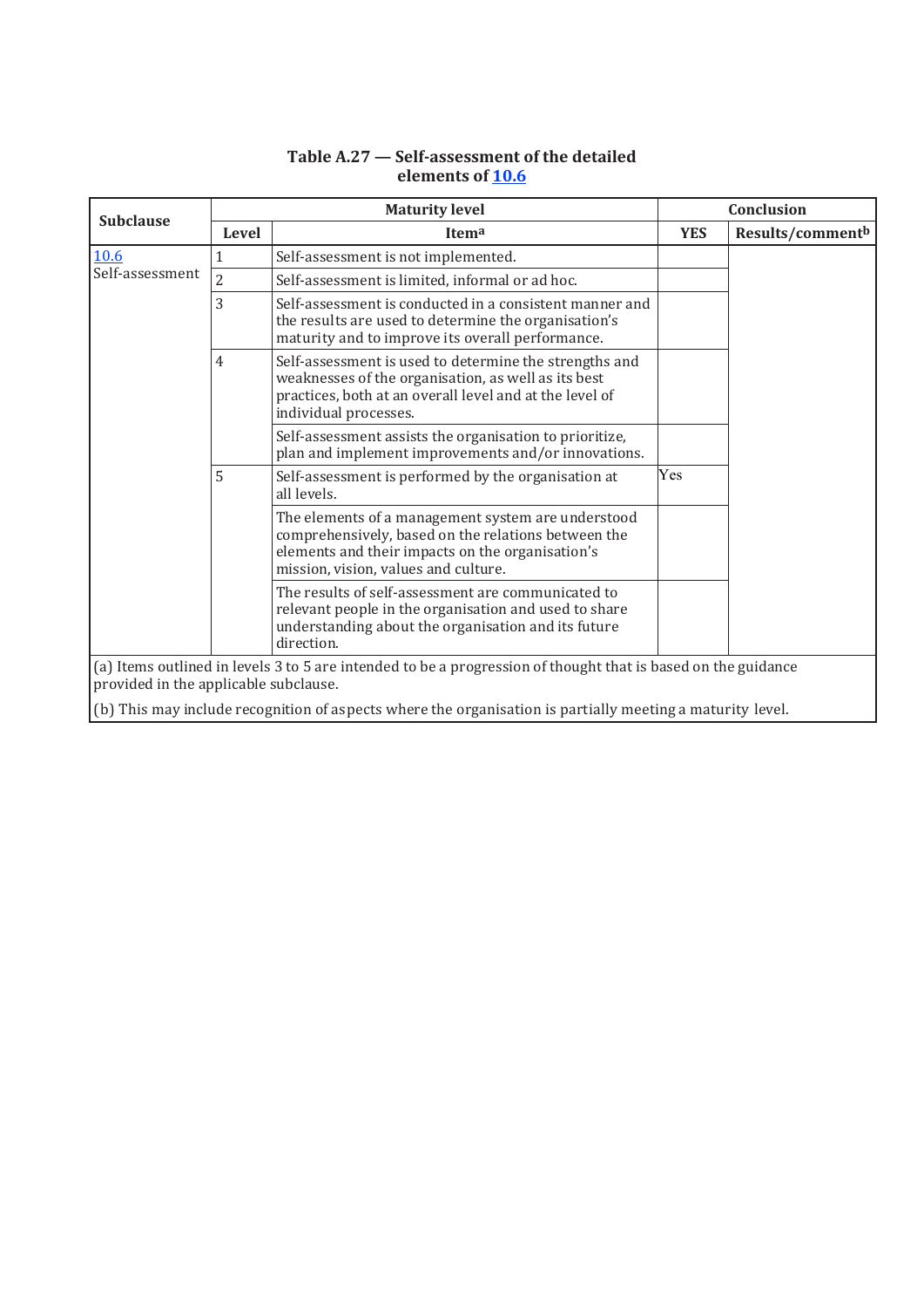**Table A.27 — Self-assessment of the detailed elements of 10.6**

| Subclause | Maturity level | | Conclusion | |
|---|---|---|---|---|
| | Level | Item[a] | YES | Results/comment[b] |
| 10.6 Self-assessment | 1 | Self-assessment is not implemented. | | |
| | 2 | Self-assessment is limited, informal or ad hoc. | | |
| | 3 | Self-assessment is conducted in a consistent manner and the results are used to determine the organisation's maturity and to improve its overall performance. | | |
| | 4 | Self-assessment is used to determine the strengths and weaknesses of the organisation, as well as its best practices, both at an overall level and at the level of individual processes. | | |
| | | Self-assessment assists the organisation to prioritize, plan and implement improvements and/or innovations. | | |
| | 5 | Self-assessment is performed by the organisation at all levels. | Yes | |
| | | The elements of a management system are understood comprehensively, based on the relations between the elements and their impacts on the organisation's mission, vision, values and culture. | | |
| | | The results of self-assessment are communicated to relevant people in the organisation and used to share understanding about the organisation and its future direction. | | |

(a) Items outlined in levels 3 to 5 are intended to be a progression of thought that is based on the guidance provided in the applicable subclause.

(b) This may include recognition of aspects where the organisation is partially meeting a maturity level.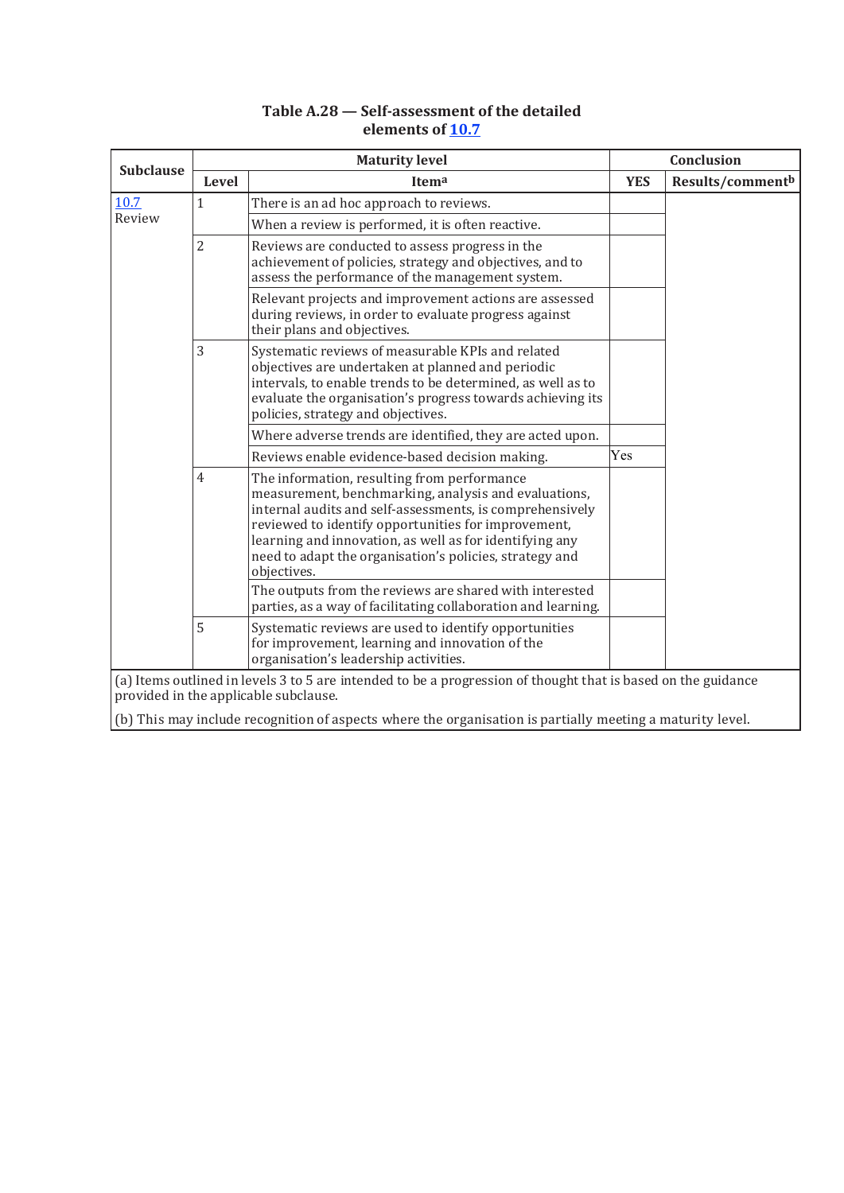**Table A.28 — Self-assessment of the detailed elements of 10.7**

| Subclause | Maturity level | | Conclusion | |
|---|---|---|---|---|
| | Level | Item[a] | YES | Results/comment[b] |
| 10.7 Review | 1 | There is an ad hoc approach to reviews. | | |
| | | When a review is performed, it is often reactive. | | |
| | 2 | Reviews are conducted to assess progress in the achievement of policies, strategy and objectives, and to assess the performance of the management system. | | |
| | | Relevant projects and improvement actions are assessed during reviews, in order to evaluate progress against their plans and objectives. | | |
| | 3 | Systematic reviews of measurable KPIs and related objectives are undertaken at planned and periodic intervals, to enable trends to be determined, as well as to evaluate the organisation's progress towards achieving its policies, strategy and objectives. | | |
| | | Where adverse trends are identified, they are acted upon. | | |
| | | Reviews enable evidence-based decision making. | Yes | |
| | 4 | The information, resulting from performance measurement, benchmarking, analysis and evaluations, internal audits and self-assessments, is comprehensively reviewed to identify opportunities for improvement, learning and innovation, as well as for identifying any need to adapt the organisation's policies, strategy and objectives. | | |
| | | The outputs from the reviews are shared with interested parties, as a way of facilitating collaboration and learning. | | |
| | 5 | Systematic reviews are used to identify opportunities for improvement, learning and innovation of the organisation's leadership activities. | | |

(a) Items outlined in levels 3 to 5 are intended to be a progression of thought that is based on the guidance provided in the applicable subclause.

(b) This may include recognition of aspects where the organisation is partially meeting a maturity level.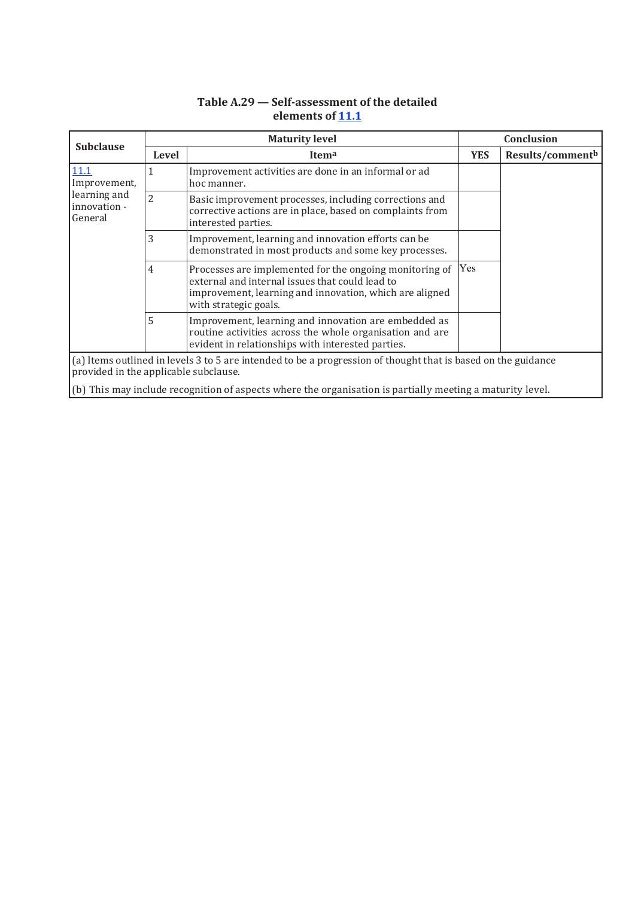**Table A.29 — Self-assessment of the detailed elements of 11.1**

| Subclause | Maturity level | | Conclusion | |
|---|---|---|---|---|
| | Level | Item[a] | YES | Results/comment[b] |
| 11.1 Improvement, learning and innovation - General | 1 | Improvement activities are done in an informal or ad hoc manner. | | |
| | 2 | Basic improvement processes, including corrections and corrective actions are in place, based on complaints from interested parties. | | |
| | 3 | Improvement, learning and innovation efforts can be demonstrated in most products and some key processes. | | |
| | 4 | Processes are implemented for the ongoing monitoring of external and internal issues that could lead to improvement, learning and innovation, which are aligned with strategic goals. | Yes | |
| | 5 | Improvement, learning and innovation are embedded as routine activities across the whole organisation and are evident in relationships with interested parties. | | |

(a) Items outlined in levels 3 to 5 are intended to be a progression of thought that is based on the guidance provided in the applicable subclause.

(b) This may include recognition of aspects where the organisation is partially meeting a maturity level.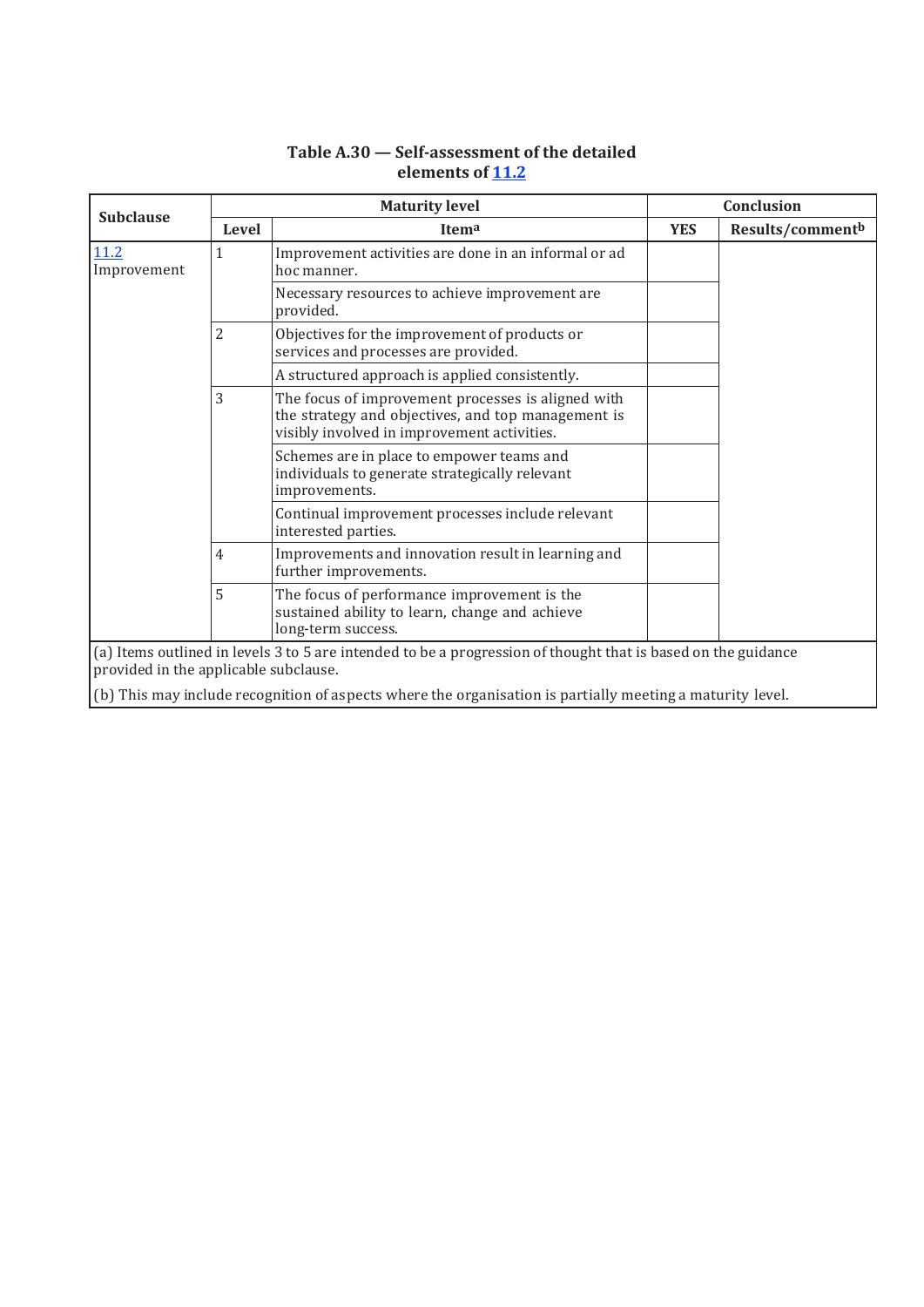**Table A.30 — Self-assessment of the detailed elements of 11.2**

| Subclause | Maturity level | | Conclusion | |
|---|---|---|---|---|
| | Level | Item[a] | YES | Results/comment[b] |
| 11.2 Improvement | 1 | Improvement activities are done in an informal or ad hoc manner. | | |
| | | Necessary resources to achieve improvement are provided. | | |
| | 2 | Objectives for the improvement of products or services and processes are provided. | | |
| | | A structured approach is applied consistently. | | |
| | 3 | The focus of improvement processes is aligned with the strategy and objectives, and top management is visibly involved in improvement activities. | | |
| | | Schemes are in place to empower teams and individuals to generate strategically relevant improvements. | | |
| | | Continual improvement processes include relevant interested parties. | | |
| | 4 | Improvements and innovation result in learning and further improvements. | | |
| | 5 | The focus of performance improvement is the sustained ability to learn, change and achieve long-term success. | | |

(a) Items outlined in levels 3 to 5 are intended to be a progression of thought that is based on the guidance provided in the applicable subclause.

(b) This may include recognition of aspects where the organisation is partially meeting a maturity level.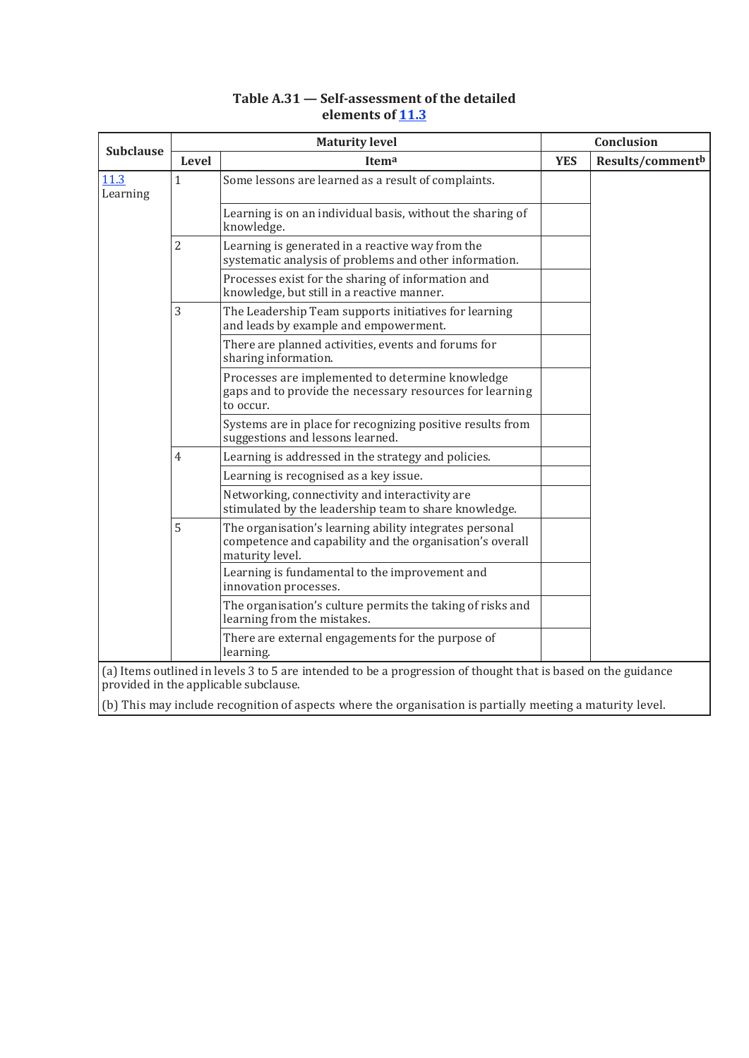**Table A.31 — Self-assessment of the detailed elements of 11.3**

| Subclause | Maturity level | | Conclusion | |
|---|---|---|---|---|
| | Level | Item[a] | YES | Results/comment[b] |
| 11.3 Learning | 1 | Some lessons are learned as a result of complaints. | | |
| | | Learning is on an individual basis, without the sharing of knowledge. | | |
| | 2 | Learning is generated in a reactive way from the systematic analysis of problems and other information. | | |
| | | Processes exist for the sharing of information and knowledge, but still in a reactive manner. | | |
| | 3 | The Leadership Team supports initiatives for learning and leads by example and empowerment. | | |
| | | There are planned activities, events and forums for sharing information. | | |
| | | Processes are implemented to determine knowledge gaps and to provide the necessary resources for learning to occur. | | |
| | | Systems are in place for recognizing positive results from suggestions and lessons learned. | | |
| | 4 | Learning is addressed in the strategy and policies. | | |
| | | Learning is recognised as a key issue. | | |
| | | Networking, connectivity and interactivity are stimulated by the leadership team to share knowledge. | | |
| | 5 | The organisation's learning ability integrates personal competence and capability and the organisation's overall maturity level. | | |
| | | Learning is fundamental to the improvement and innovation processes. | | |
| | | The organisation's culture permits the taking of risks and learning from the mistakes. | | |
| | | There are external engagements for the purpose of learning. | | |

(a) Items outlined in levels 3 to 5 are intended to be a progression of thought that is based on the guidance provided in the applicable subclause.

(b) This may include recognition of aspects where the organisation is partially meeting a maturity level.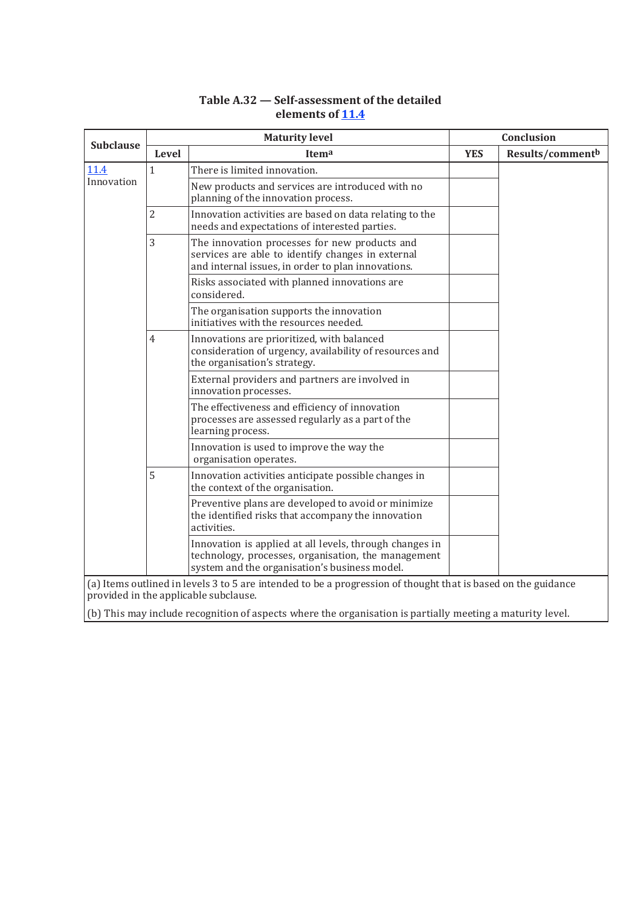**Table A.32 — Self-assessment of the detailed elements of 11.4**

| Subclause | Maturity level | | Conclusion | |
|---|---|---|---|---|
| | Level | Item[a] | YES | Results/comment[b] |
| 11.4 Innovation | 1 | There is limited innovation. | | |
| | | New products and services are introduced with no planning of the innovation process. | | |
| | 2 | Innovation activities are based on data relating to the needs and expectations of interested parties. | | |
| | 3 | The innovation processes for new products and services are able to identify changes in external and internal issues, in order to plan innovations. | | |
| | | Risks associated with planned innovations are considered. | | |
| | | The organisation supports the innovation initiatives with the resources needed. | | |
| | 4 | Innovations are prioritized, with balanced consideration of urgency, availability of resources and the organisation's strategy. | | |
| | | External providers and partners are involved in innovation processes. | | |
| | | The effectiveness and efficiency of innovation processes are assessed regularly as a part of the learning process. | | |
| | | Innovation is used to improve the way the organisation operates. | | |
| | 5 | Innovation activities anticipate possible changes in the context of the organisation. | | |
| | | Preventive plans are developed to avoid or minimize the identified risks that accompany the innovation activities. | | |
| | | Innovation is applied at all levels, through changes in technology, processes, organisation, the management system and the organisation's business model. | | |

(a) Items outlined in levels 3 to 5 are intended to be a progression of thought that is based on the guidance provided in the applicable subclause.

(b) This may include recognition of aspects where the organisation is partially meeting a maturity level.